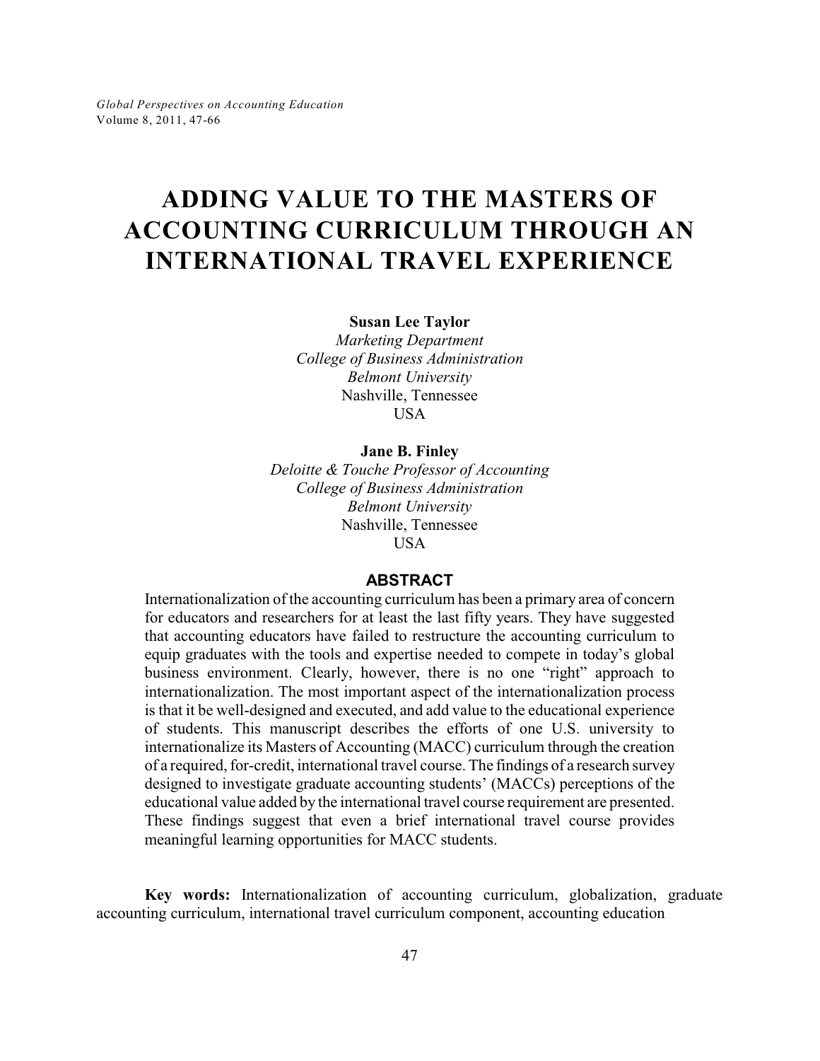# ADDING VALUE TO THE MASTERS OF ACCOUNTING CURRICULUM THROUGH AN INTERNATIONAL TRAVEL EXPERIENCE

**Susan Lee Taylor**
*Marketing Department*
*College of Business Administration*
*Belmont University*
Nashville, Tennessee
USA

**Jane B. Finley**
*Deloitte & Touche Professor of Accounting*
*College of Business Administration*
*Belmont University*
Nashville, Tennessee
USA

## ABSTRACT

Internationalization of the accounting curriculum has been a primary area of concern for educators and researchers for at least the last fifty years. They have suggested that accounting educators have failed to restructure the accounting curriculum to equip graduates with the tools and expertise needed to compete in today's global business environment. Clearly, however, there is no one "right" approach to internationalization. The most important aspect of the internationalization process is that it be well-designed and executed, and add value to the educational experience of students. This manuscript describes the efforts of one U.S. university to internationalize its Masters of Accounting (MACC) curriculum through the creation of a required, for-credit, international travel course. The findings of a research survey designed to investigate graduate accounting students' (MACCs) perceptions of the educational value added by the international travel course requirement are presented. These findings suggest that even a brief international travel course provides meaningful learning opportunities for MACC students.

**Key words:** Internationalization of accounting curriculum, globalization, graduate accounting curriculum, international travel curriculum component, accounting education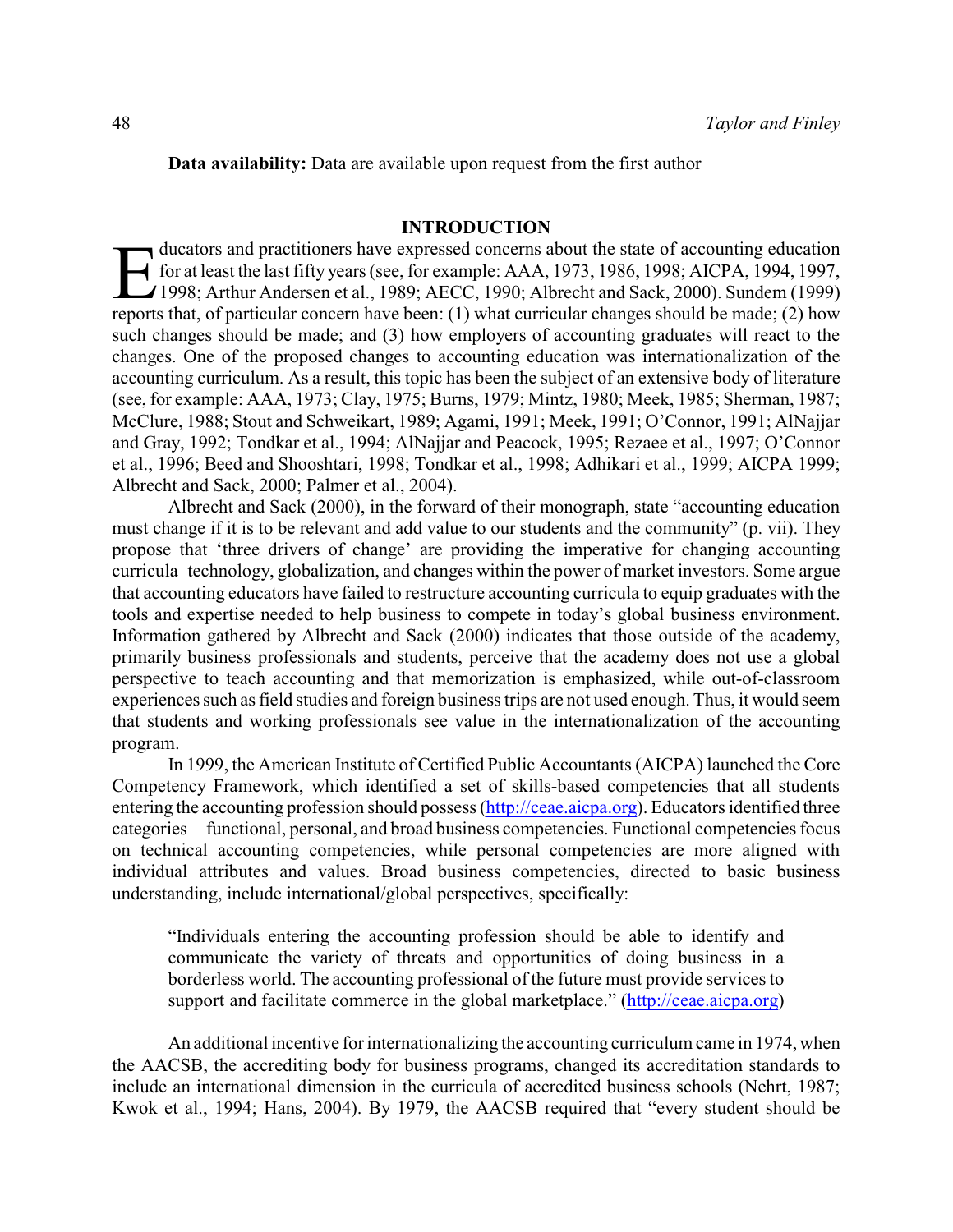**Data availability:** Data are available upon request from the first author

## INTRODUCTION

Educators and practitioners have expressed concerns about the state of accounting education for at least the last fifty years (see, for example: AAA, 1973, 1986, 1998; AICPA, 1994, 1997, 1998; Arthur Andersen et al., 1989; AECC, 1990; Albrecht and Sack, 2000). Sundem (1999) reports that, of particular concern have been: (1) what curricular changes should be made; (2) how such changes should be made; and (3) how employers of accounting graduates will react to the changes. One of the proposed changes to accounting education was internationalization of the accounting curriculum. As a result, this topic has been the subject of an extensive body of literature (see, for example: AAA, 1973; Clay, 1975; Burns, 1979; Mintz, 1980; Meek, 1985; Sherman, 1987; McClure, 1988; Stout and Schweikart, 1989; Agami, 1991; Meek, 1991; O'Connor, 1991; AlNajjar and Gray, 1992; Tondkar et al., 1994; AlNajjar and Peacock, 1995; Rezaee et al., 1997; O'Connor et al., 1996; Beed and Shooshtari, 1998; Tondkar et al., 1998; Adhikari et al., 1999; AICPA 1999; Albrecht and Sack, 2000; Palmer et al., 2004).

Albrecht and Sack (2000), in the forward of their monograph, state "accounting education must change if it is to be relevant and add value to our students and the community" (p. vii). They propose that 'three drivers of change' are providing the imperative for changing accounting curricula–technology, globalization, and changes within the power of market investors. Some argue that accounting educators have failed to restructure accounting curricula to equip graduates with the tools and expertise needed to help business to compete in today's global business environment. Information gathered by Albrecht and Sack (2000) indicates that those outside of the academy, primarily business professionals and students, perceive that the academy does not use a global perspective to teach accounting and that memorization is emphasized, while out-of-classroom experiences such as field studies and foreign business trips are not used enough. Thus, it would seem that students and working professionals see value in the internationalization of the accounting program.

In 1999, the American Institute of Certified Public Accountants (AICPA) launched the Core Competency Framework, which identified a set of skills-based competencies that all students entering the accounting profession should possess (http://ceae.aicpa.org). Educators identified three categories—functional, personal, and broad business competencies. Functional competencies focus on technical accounting competencies, while personal competencies are more aligned with individual attributes and values. Broad business competencies, directed to basic business understanding, include international/global perspectives, specifically:

> "Individuals entering the accounting profession should be able to identify and communicate the variety of threats and opportunities of doing business in a borderless world. The accounting professional of the future must provide services to support and facilitate commerce in the global marketplace." (http://ceae.aicpa.org)

An additional incentive for internationalizing the accounting curriculum came in 1974, when the AACSB, the accrediting body for business programs, changed its accreditation standards to include an international dimension in the curricula of accredited business schools (Nehrt, 1987; Kwok et al., 1994; Hans, 2004). By 1979, the AACSB required that "every student should be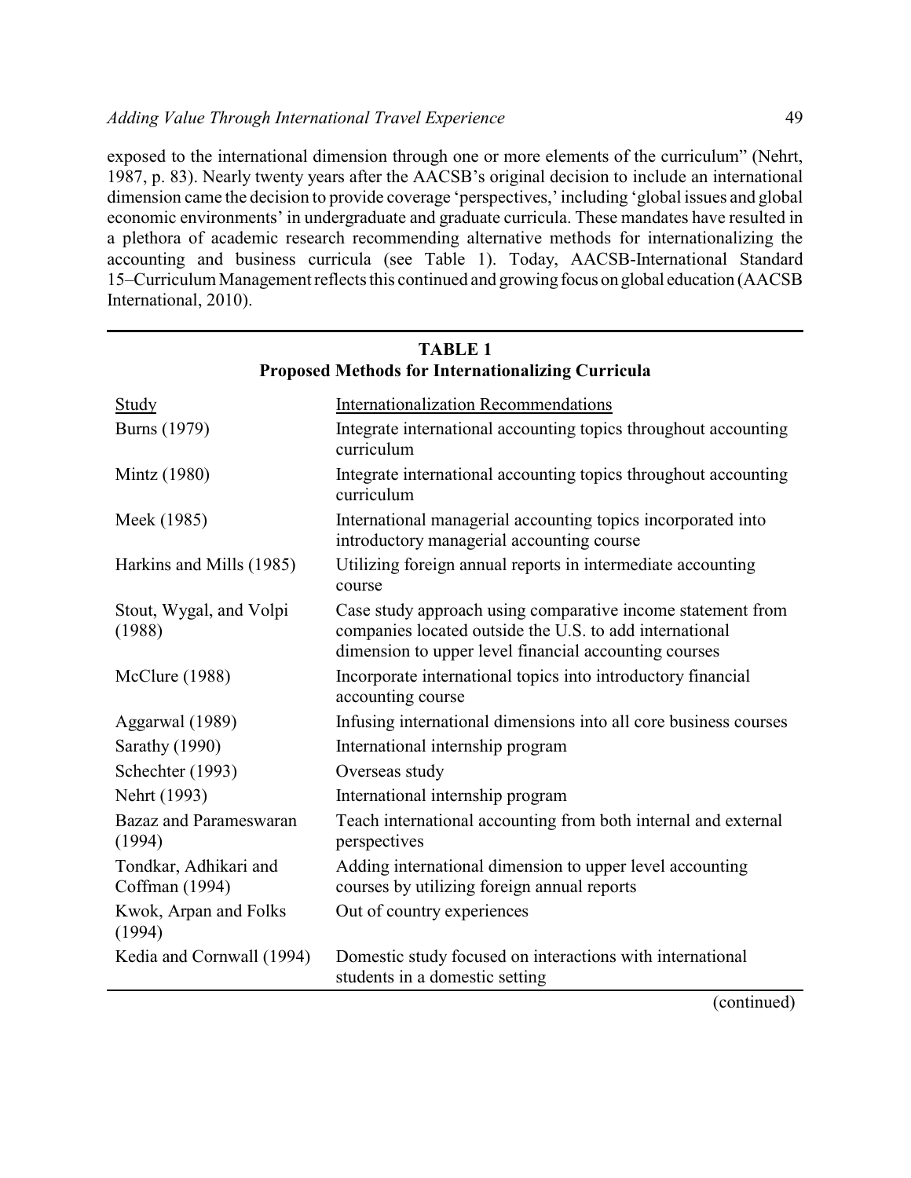exposed to the international dimension through one or more elements of the curriculum" (Nehrt, 1987, p. 83). Nearly twenty years after the AACSB's original decision to include an international dimension came the decision to provide coverage 'perspectives,' including 'global issues and global economic environments' in undergraduate and graduate curricula. These mandates have resulted in a plethora of academic research recommending alternative methods for internationalizing the accounting and business curricula (see Table 1). Today, AACSB-International Standard 15–Curriculum Management reflects this continued and growing focus on global education (AACSB International, 2010).

**TABLE 1**
**Proposed Methods for Internationalizing Curricula**

| Study | Internationalization Recommendations |
|---|---|
| Burns (1979) | Integrate international accounting topics throughout accounting curriculum |
| Mintz (1980) | Integrate international accounting topics throughout accounting curriculum |
| Meek (1985) | International managerial accounting topics incorporated into introductory managerial accounting course |
| Harkins and Mills (1985) | Utilizing foreign annual reports in intermediate accounting course |
| Stout, Wygal, and Volpi (1988) | Case study approach using comparative income statement from companies located outside the U.S. to add international dimension to upper level financial accounting courses |
| McClure (1988) | Incorporate international topics into introductory financial accounting course |
| Aggarwal (1989) | Infusing international dimensions into all core business courses |
| Sarathy (1990) | International internship program |
| Schechter (1993) | Overseas study |
| Nehrt (1993) | International internship program |
| Bazaz and Parameswaran (1994) | Teach international accounting from both internal and external perspectives |
| Tondkar, Adhikari and Coffman (1994) | Adding international dimension to upper level accounting courses by utilizing foreign annual reports |
| Kwok, Arpan and Folks (1994) | Out of country experiences |
| Kedia and Cornwall (1994) | Domestic study focused on interactions with international students in a domestic setting |

(continued)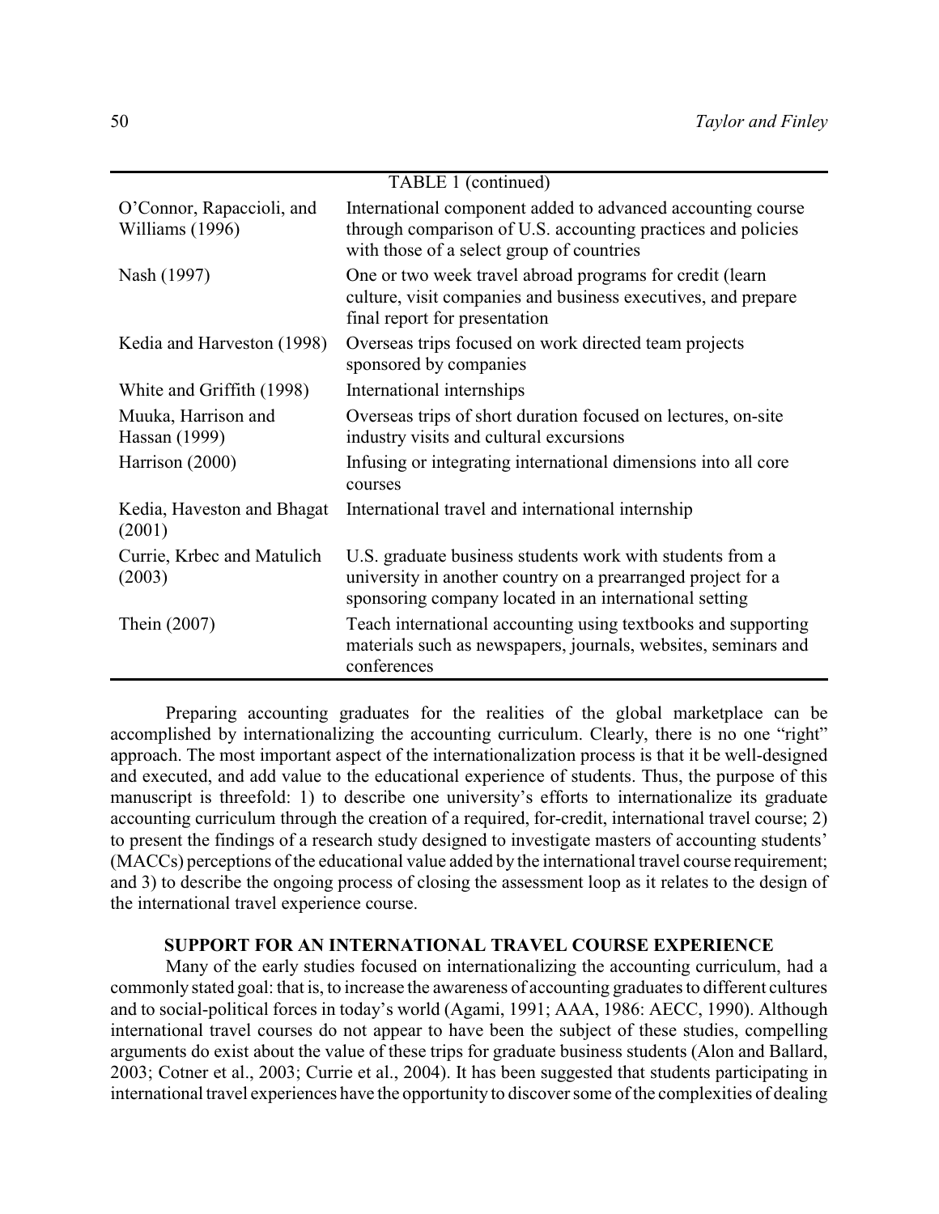TABLE 1 (continued)

| | |
|---|---|
| O'Connor, Rapaccioli, and Williams (1996) | International component added to advanced accounting course through comparison of U.S. accounting practices and policies with those of a select group of countries |
| Nash (1997) | One or two week travel abroad programs for credit (learn culture, visit companies and business executives, and prepare final report for presentation |
| Kedia and Harveston (1998) | Overseas trips focused on work directed team projects sponsored by companies |
| White and Griffith (1998) | International internships |
| Muuka, Harrison and Hassan (1999) | Overseas trips of short duration focused on lectures, on-site industry visits and cultural excursions |
| Harrison (2000) | Infusing or integrating international dimensions into all core courses |
| Kedia, Haveston and Bhagat (2001) | International travel and international internship |
| Currie, Krbec and Matulich (2003) | U.S. graduate business students work with students from a university in another country on a prearranged project for a sponsoring company located in an international setting |
| Thein (2007) | Teach international accounting using textbooks and supporting materials such as newspapers, journals, websites, seminars and conferences |

Preparing accounting graduates for the realities of the global marketplace can be accomplished by internationalizing the accounting curriculum. Clearly, there is no one "right" approach. The most important aspect of the internationalization process is that it be well-designed and executed, and add value to the educational experience of students. Thus, the purpose of this manuscript is threefold: 1) to describe one university's efforts to internationalize its graduate accounting curriculum through the creation of a required, for-credit, international travel course; 2) to present the findings of a research study designed to investigate masters of accounting students' (MACCs) perceptions of the educational value added by the international travel course requirement; and 3) to describe the ongoing process of closing the assessment loop as it relates to the design of the international travel experience course.

## SUPPORT FOR AN INTERNATIONAL TRAVEL COURSE EXPERIENCE

Many of the early studies focused on internationalizing the accounting curriculum, had a commonly stated goal: that is, to increase the awareness of accounting graduates to different cultures and to social-political forces in today's world (Agami, 1991; AAA, 1986: AECC, 1990). Although international travel courses do not appear to have been the subject of these studies, compelling arguments do exist about the value of these trips for graduate business students (Alon and Ballard, 2003; Cotner et al., 2003; Currie et al., 2004). It has been suggested that students participating in international travel experiences have the opportunity to discover some of the complexities of dealing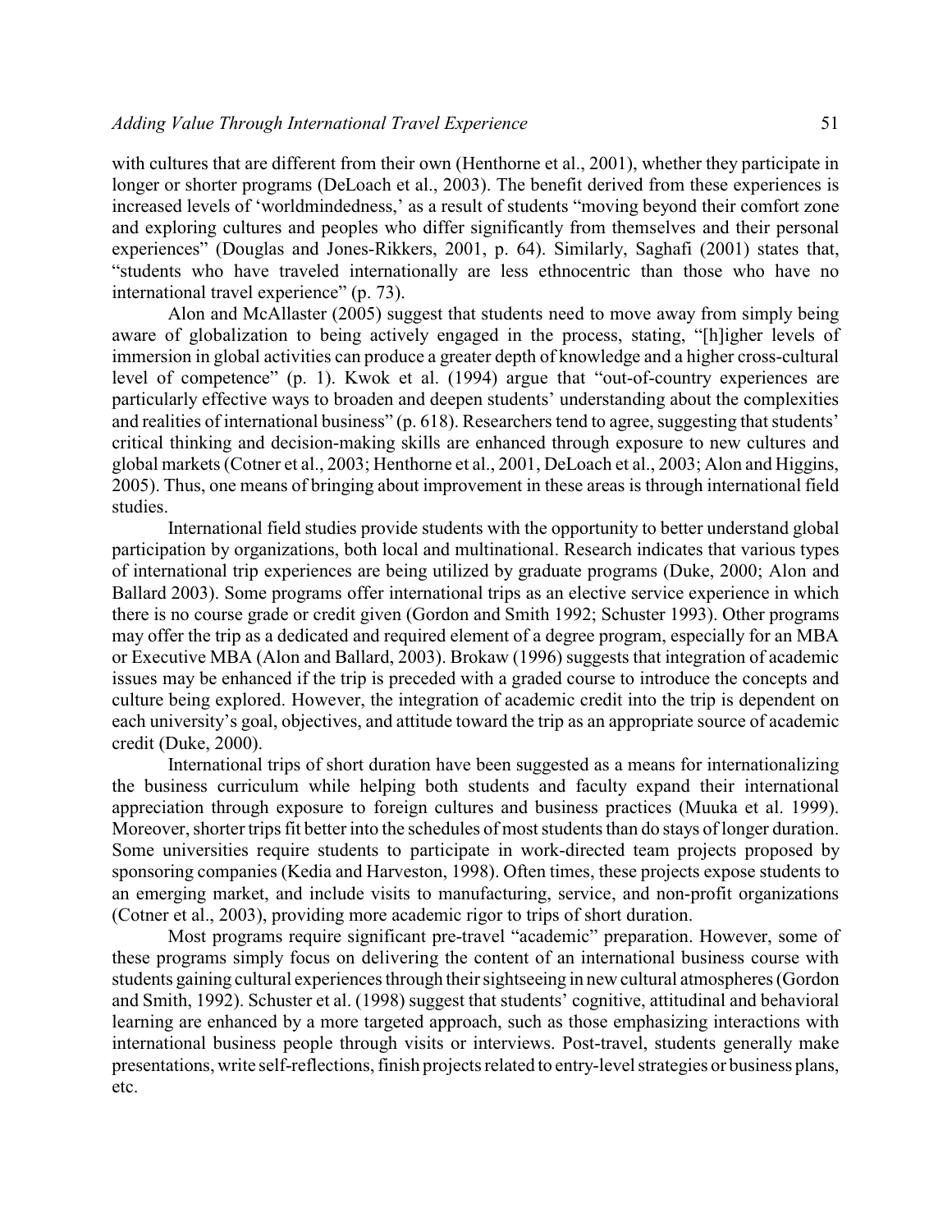with cultures that are different from their own (Henthorne et al., 2001), whether they participate in longer or shorter programs (DeLoach et al., 2003). The benefit derived from these experiences is increased levels of 'worldmindedness,' as a result of students "moving beyond their comfort zone and exploring cultures and peoples who differ significantly from themselves and their personal experiences" (Douglas and Jones-Rikkers, 2001, p. 64). Similarly, Saghafi (2001) states that, "students who have traveled internationally are less ethnocentric than those who have no international travel experience" (p. 73).

Alon and McAllaster (2005) suggest that students need to move away from simply being aware of globalization to being actively engaged in the process, stating, "[h]igher levels of immersion in global activities can produce a greater depth of knowledge and a higher cross-cultural level of competence" (p. 1). Kwok et al. (1994) argue that "out-of-country experiences are particularly effective ways to broaden and deepen students' understanding about the complexities and realities of international business" (p. 618). Researchers tend to agree, suggesting that students' critical thinking and decision-making skills are enhanced through exposure to new cultures and global markets (Cotner et al., 2003; Henthorne et al., 2001, DeLoach et al., 2003; Alon and Higgins, 2005). Thus, one means of bringing about improvement in these areas is through international field studies.

International field studies provide students with the opportunity to better understand global participation by organizations, both local and multinational. Research indicates that various types of international trip experiences are being utilized by graduate programs (Duke, 2000; Alon and Ballard 2003). Some programs offer international trips as an elective service experience in which there is no course grade or credit given (Gordon and Smith 1992; Schuster 1993). Other programs may offer the trip as a dedicated and required element of a degree program, especially for an MBA or Executive MBA (Alon and Ballard, 2003). Brokaw (1996) suggests that integration of academic issues may be enhanced if the trip is preceded with a graded course to introduce the concepts and culture being explored. However, the integration of academic credit into the trip is dependent on each university's goal, objectives, and attitude toward the trip as an appropriate source of academic credit (Duke, 2000).

International trips of short duration have been suggested as a means for internationalizing the business curriculum while helping both students and faculty expand their international appreciation through exposure to foreign cultures and business practices (Muuka et al. 1999). Moreover, shorter trips fit better into the schedules of most students than do stays of longer duration. Some universities require students to participate in work-directed team projects proposed by sponsoring companies (Kedia and Harveston, 1998). Often times, these projects expose students to an emerging market, and include visits to manufacturing, service, and non-profit organizations (Cotner et al., 2003), providing more academic rigor to trips of short duration.

Most programs require significant pre-travel "academic" preparation. However, some of these programs simply focus on delivering the content of an international business course with students gaining cultural experiences through their sightseeing in new cultural atmospheres (Gordon and Smith, 1992). Schuster et al. (1998) suggest that students' cognitive, attitudinal and behavioral learning are enhanced by a more targeted approach, such as those emphasizing interactions with international business people through visits or interviews. Post-travel, students generally make presentations, write self-reflections, finish projects related to entry-level strategies or business plans, etc.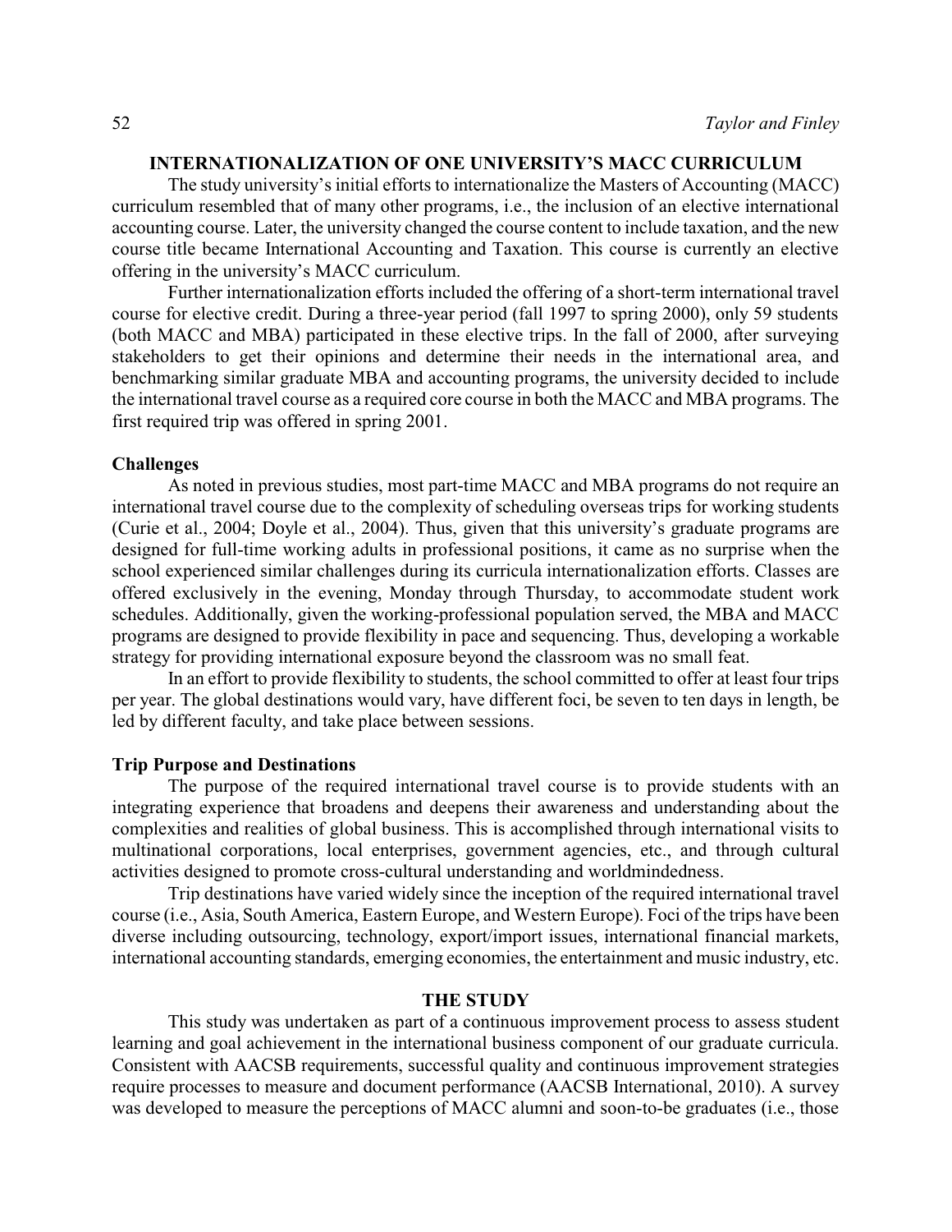## INTERNATIONALIZATION OF ONE UNIVERSITY'S MACC CURRICULUM

The study university's initial efforts to internationalize the Masters of Accounting (MACC) curriculum resembled that of many other programs, i.e., the inclusion of an elective international accounting course. Later, the university changed the course content to include taxation, and the new course title became International Accounting and Taxation. This course is currently an elective offering in the university's MACC curriculum.

Further internationalization efforts included the offering of a short-term international travel course for elective credit. During a three-year period (fall 1997 to spring 2000), only 59 students (both MACC and MBA) participated in these elective trips. In the fall of 2000, after surveying stakeholders to get their opinions and determine their needs in the international area, and benchmarking similar graduate MBA and accounting programs, the university decided to include the international travel course as a required core course in both the MACC and MBA programs. The first required trip was offered in spring 2001.

### Challenges

As noted in previous studies, most part-time MACC and MBA programs do not require an international travel course due to the complexity of scheduling overseas trips for working students (Curie et al., 2004; Doyle et al., 2004). Thus, given that this university's graduate programs are designed for full-time working adults in professional positions, it came as no surprise when the school experienced similar challenges during its curricula internationalization efforts. Classes are offered exclusively in the evening, Monday through Thursday, to accommodate student work schedules. Additionally, given the working-professional population served, the MBA and MACC programs are designed to provide flexibility in pace and sequencing. Thus, developing a workable strategy for providing international exposure beyond the classroom was no small feat.

In an effort to provide flexibility to students, the school committed to offer at least four trips per year. The global destinations would vary, have different foci, be seven to ten days in length, be led by different faculty, and take place between sessions.

### Trip Purpose and Destinations

The purpose of the required international travel course is to provide students with an integrating experience that broadens and deepens their awareness and understanding about the complexities and realities of global business. This is accomplished through international visits to multinational corporations, local enterprises, government agencies, etc., and through cultural activities designed to promote cross-cultural understanding and worldmindedness.

Trip destinations have varied widely since the inception of the required international travel course (i.e., Asia, South America, Eastern Europe, and Western Europe). Foci of the trips have been diverse including outsourcing, technology, export/import issues, international financial markets, international accounting standards, emerging economies, the entertainment and music industry, etc.

## THE STUDY

This study was undertaken as part of a continuous improvement process to assess student learning and goal achievement in the international business component of our graduate curricula. Consistent with AACSB requirements, successful quality and continuous improvement strategies require processes to measure and document performance (AACSB International, 2010). A survey was developed to measure the perceptions of MACC alumni and soon-to-be graduates (i.e., those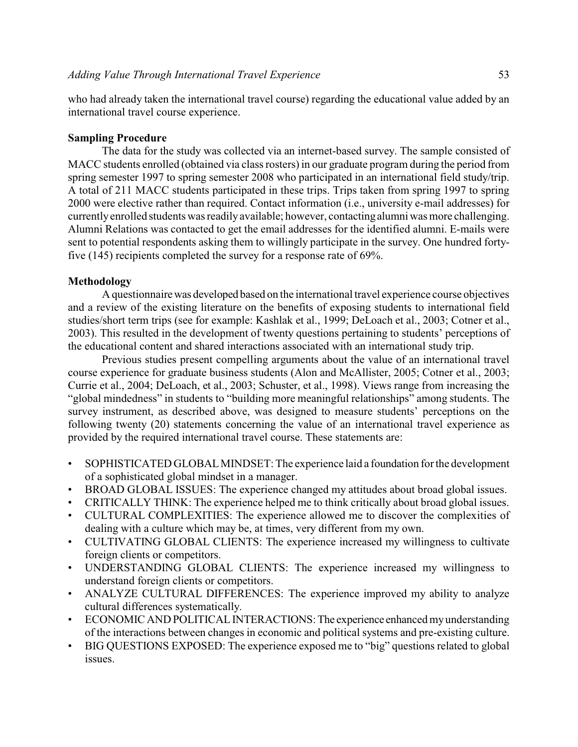who had already taken the international travel course) regarding the educational value added by an international travel course experience.

**Sampling Procedure**

The data for the study was collected via an internet-based survey. The sample consisted of MACC students enrolled (obtained via class rosters) in our graduate program during the period from spring semester 1997 to spring semester 2008 who participated in an international field study/trip. A total of 211 MACC students participated in these trips. Trips taken from spring 1997 to spring 2000 were elective rather than required. Contact information (i.e., university e-mail addresses) for currently enrolled students was readily available; however, contacting alumni was more challenging. Alumni Relations was contacted to get the email addresses for the identified alumni. E-mails were sent to potential respondents asking them to willingly participate in the survey. One hundred forty-five (145) recipients completed the survey for a response rate of 69%.

**Methodology**

A questionnaire was developed based on the international travel experience course objectives and a review of the existing literature on the benefits of exposing students to international field studies/short term trips (see for example: Kashlak et al., 1999; DeLoach et al., 2003; Cotner et al., 2003). This resulted in the development of twenty questions pertaining to students' perceptions of the educational content and shared interactions associated with an international study trip.

Previous studies present compelling arguments about the value of an international travel course experience for graduate business students (Alon and McAllister, 2005; Cotner et al., 2003; Currie et al., 2004; DeLoach, et al., 2003; Schuster, et al., 1998). Views range from increasing the "global mindedness" in students to "building more meaningful relationships" among students. The survey instrument, as described above, was designed to measure students' perceptions on the following twenty (20) statements concerning the value of an international travel experience as provided by the required international travel course. These statements are:

- SOPHISTICATED GLOBAL MINDSET: The experience laid a foundation for the development of a sophisticated global mindset in a manager.
- BROAD GLOBAL ISSUES: The experience changed my attitudes about broad global issues.
- CRITICALLY THINK: The experience helped me to think critically about broad global issues.
- CULTURAL COMPLEXITIES: The experience allowed me to discover the complexities of dealing with a culture which may be, at times, very different from my own.
- CULTIVATING GLOBAL CLIENTS: The experience increased my willingness to cultivate foreign clients or competitors.
- UNDERSTANDING GLOBAL CLIENTS: The experience increased my willingness to understand foreign clients or competitors.
- ANALYZE CULTURAL DIFFERENCES: The experience improved my ability to analyze cultural differences systematically.
- ECONOMIC AND POLITICAL INTERACTIONS: The experience enhanced my understanding of the interactions between changes in economic and political systems and pre-existing culture.
- BIG QUESTIONS EXPOSED: The experience exposed me to "big" questions related to global issues.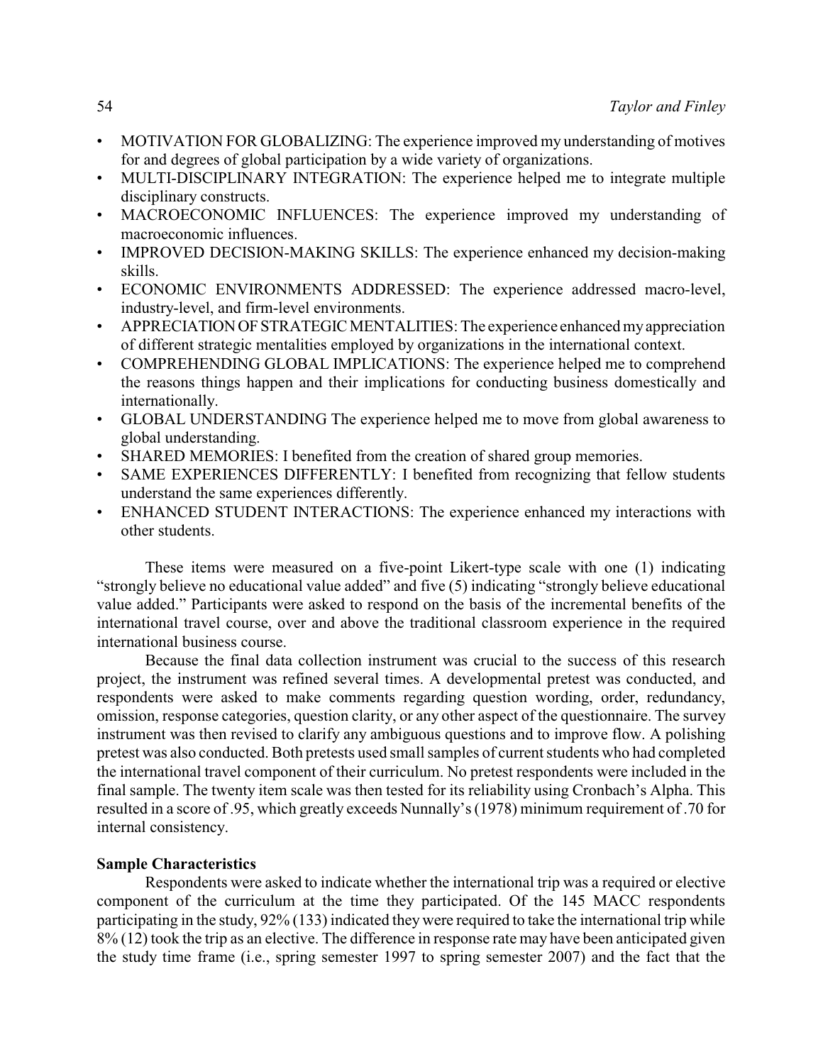- MOTIVATION FOR GLOBALIZING: The experience improved my understanding of motives for and degrees of global participation by a wide variety of organizations.
- MULTI-DISCIPLINARY INTEGRATION: The experience helped me to integrate multiple disciplinary constructs.
- MACROECONOMIC INFLUENCES: The experience improved my understanding of macroeconomic influences.
- IMPROVED DECISION-MAKING SKILLS: The experience enhanced my decision-making skills.
- ECONOMIC ENVIRONMENTS ADDRESSED: The experience addressed macro-level, industry-level, and firm-level environments.
- APPRECIATION OF STRATEGIC MENTALITIES: The experience enhanced my appreciation of different strategic mentalities employed by organizations in the international context.
- COMPREHENDING GLOBAL IMPLICATIONS: The experience helped me to comprehend the reasons things happen and their implications for conducting business domestically and internationally.
- GLOBAL UNDERSTANDING The experience helped me to move from global awareness to global understanding.
- SHARED MEMORIES: I benefited from the creation of shared group memories.
- SAME EXPERIENCES DIFFERENTLY: I benefited from recognizing that fellow students understand the same experiences differently.
- ENHANCED STUDENT INTERACTIONS: The experience enhanced my interactions with other students.

These items were measured on a five-point Likert-type scale with one (1) indicating "strongly believe no educational value added" and five (5) indicating "strongly believe educational value added." Participants were asked to respond on the basis of the incremental benefits of the international travel course, over and above the traditional classroom experience in the required international business course.

Because the final data collection instrument was crucial to the success of this research project, the instrument was refined several times. A developmental pretest was conducted, and respondents were asked to make comments regarding question wording, order, redundancy, omission, response categories, question clarity, or any other aspect of the questionnaire. The survey instrument was then revised to clarify any ambiguous questions and to improve flow. A polishing pretest was also conducted. Both pretests used small samples of current students who had completed the international travel component of their curriculum. No pretest respondents were included in the final sample. The twenty item scale was then tested for its reliability using Cronbach's Alpha. This resulted in a score of .95, which greatly exceeds Nunnally's (1978) minimum requirement of .70 for internal consistency.

**Sample Characteristics**

Respondents were asked to indicate whether the international trip was a required or elective component of the curriculum at the time they participated. Of the 145 MACC respondents participating in the study, 92% (133) indicated they were required to take the international trip while 8% (12) took the trip as an elective. The difference in response rate may have been anticipated given the study time frame (i.e., spring semester 1997 to spring semester 2007) and the fact that the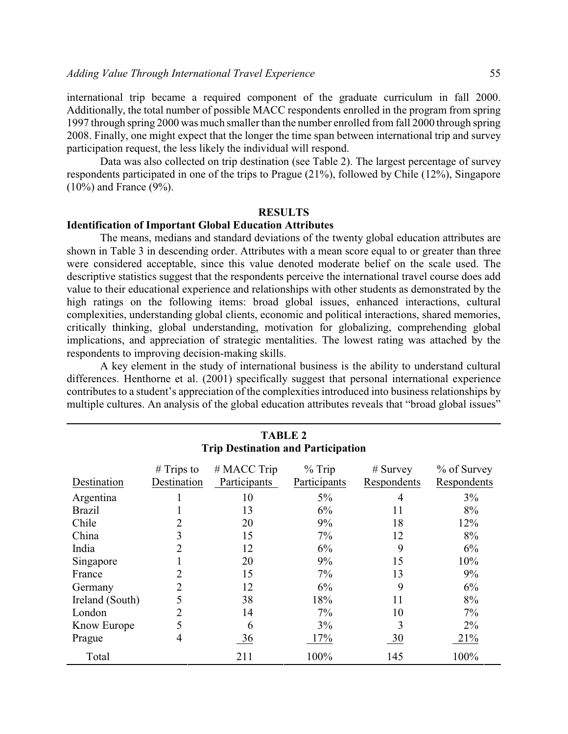international trip became a required component of the graduate curriculum in fall 2000. Additionally, the total number of possible MACC respondents enrolled in the program from spring 1997 through spring 2000 was much smaller than the number enrolled from fall 2000 through spring 2008. Finally, one might expect that the longer the time span between international trip and survey participation request, the less likely the individual will respond.

Data was also collected on trip destination (see Table 2). The largest percentage of survey respondents participated in one of the trips to Prague (21%), followed by Chile (12%), Singapore (10%) and France (9%).

## RESULTS

### Identification of Important Global Education Attributes

The means, medians and standard deviations of the twenty global education attributes are shown in Table 3 in descending order. Attributes with a mean score equal to or greater than three were considered acceptable, since this value denoted moderate belief on the scale used. The descriptive statistics suggest that the respondents perceive the international travel course does add value to their educational experience and relationships with other students as demonstrated by the high ratings on the following items: broad global issues, enhanced interactions, cultural complexities, understanding global clients, economic and political interactions, shared memories, critically thinking, global understanding, motivation for globalizing, comprehending global implications, and appreciation of strategic mentalities. The lowest rating was attached by the respondents to improving decision-making skills.

A key element in the study of international business is the ability to understand cultural differences. Henthorne et al. (2001) specifically suggest that personal international experience contributes to a student's appreciation of the complexities introduced into business relationships by multiple cultures. An analysis of the global education attributes reveals that "broad global issues"

**TABLE 2**
**Trip Destination and Participation**

| Destination | # Trips to Destination | # MACC Trip Participants | % Trip Participants | # Survey Respondents | % of Survey Respondents |
|---|---|---|---|---|---|
| Argentina | 1 | 10 | 5% | 4 | 3% |
| Brazil | 1 | 13 | 6% | 11 | 8% |
| Chile | 2 | 20 | 9% | 18 | 12% |
| China | 3 | 15 | 7% | 12 | 8% |
| India | 2 | 12 | 6% | 9 | 6% |
| Singapore | 1 | 20 | 9% | 15 | 10% |
| France | 2 | 15 | 7% | 13 | 9% |
| Germany | 2 | 12 | 6% | 9 | 6% |
| Ireland (South) | 5 | 38 | 18% | 11 | 8% |
| London | 2 | 14 | 7% | 10 | 7% |
| Know Europe | 5 | 6 | 3% | 3 | 2% |
| Prague | 4 | 36 | 17% | 30 | 21% |
| Total | | 211 | 100% | 145 | 100% |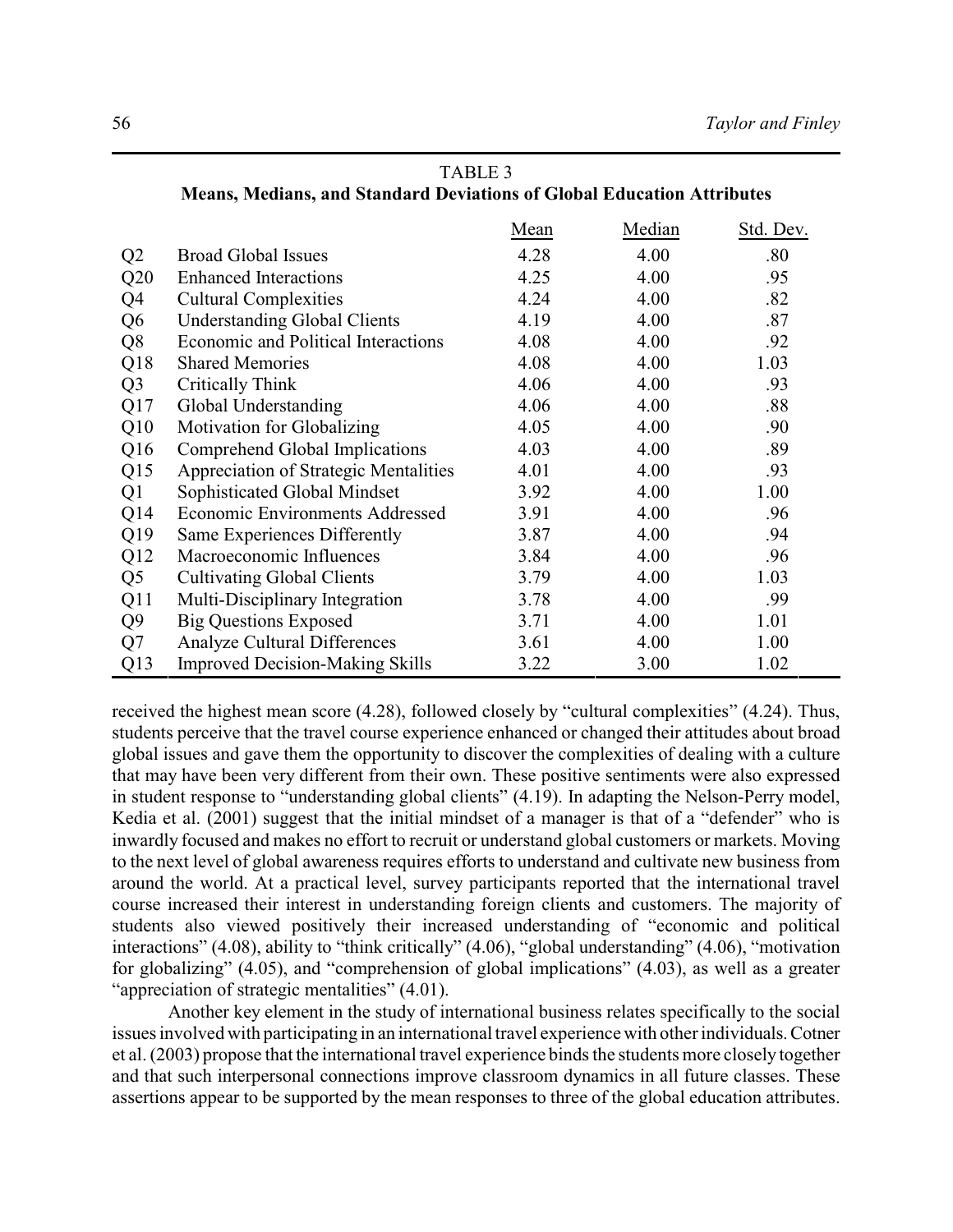TABLE 3
**Means, Medians, and Standard Deviations of Global Education Attributes**

| | | Mean | Median | Std. Dev. |
|---|---|---|---|---|
| Q2 | Broad Global Issues | 4.28 | 4.00 | .80 |
| Q20 | Enhanced Interactions | 4.25 | 4.00 | .95 |
| Q4 | Cultural Complexities | 4.24 | 4.00 | .82 |
| Q6 | Understanding Global Clients | 4.19 | 4.00 | .87 |
| Q8 | Economic and Political Interactions | 4.08 | 4.00 | .92 |
| Q18 | Shared Memories | 4.08 | 4.00 | 1.03 |
| Q3 | Critically Think | 4.06 | 4.00 | .93 |
| Q17 | Global Understanding | 4.06 | 4.00 | .88 |
| Q10 | Motivation for Globalizing | 4.05 | 4.00 | .90 |
| Q16 | Comprehend Global Implications | 4.03 | 4.00 | .89 |
| Q15 | Appreciation of Strategic Mentalities | 4.01 | 4.00 | .93 |
| Q1 | Sophisticated Global Mindset | 3.92 | 4.00 | 1.00 |
| Q14 | Economic Environments Addressed | 3.91 | 4.00 | .96 |
| Q19 | Same Experiences Differently | 3.87 | 4.00 | .94 |
| Q12 | Macroeconomic Influences | 3.84 | 4.00 | .96 |
| Q5 | Cultivating Global Clients | 3.79 | 4.00 | 1.03 |
| Q11 | Multi-Disciplinary Integration | 3.78 | 4.00 | .99 |
| Q9 | Big Questions Exposed | 3.71 | 4.00 | 1.01 |
| Q7 | Analyze Cultural Differences | 3.61 | 4.00 | 1.00 |
| Q13 | Improved Decision-Making Skills | 3.22 | 3.00 | 1.02 |

received the highest mean score (4.28), followed closely by "cultural complexities" (4.24). Thus, students perceive that the travel course experience enhanced or changed their attitudes about broad global issues and gave them the opportunity to discover the complexities of dealing with a culture that may have been very different from their own. These positive sentiments were also expressed in student response to "understanding global clients" (4.19). In adapting the Nelson-Perry model, Kedia et al. (2001) suggest that the initial mindset of a manager is that of a "defender" who is inwardly focused and makes no effort to recruit or understand global customers or markets. Moving to the next level of global awareness requires efforts to understand and cultivate new business from around the world. At a practical level, survey participants reported that the international travel course increased their interest in understanding foreign clients and customers. The majority of students also viewed positively their increased understanding of "economic and political interactions" (4.08), ability to "think critically" (4.06), "global understanding" (4.06), "motivation for globalizing" (4.05), and "comprehension of global implications" (4.03), as well as a greater "appreciation of strategic mentalities" (4.01).

Another key element in the study of international business relates specifically to the social issues involved with participating in an international travel experience with other individuals. Cotner et al. (2003) propose that the international travel experience binds the students more closely together and that such interpersonal connections improve classroom dynamics in all future classes. These assertions appear to be supported by the mean responses to three of the global education attributes.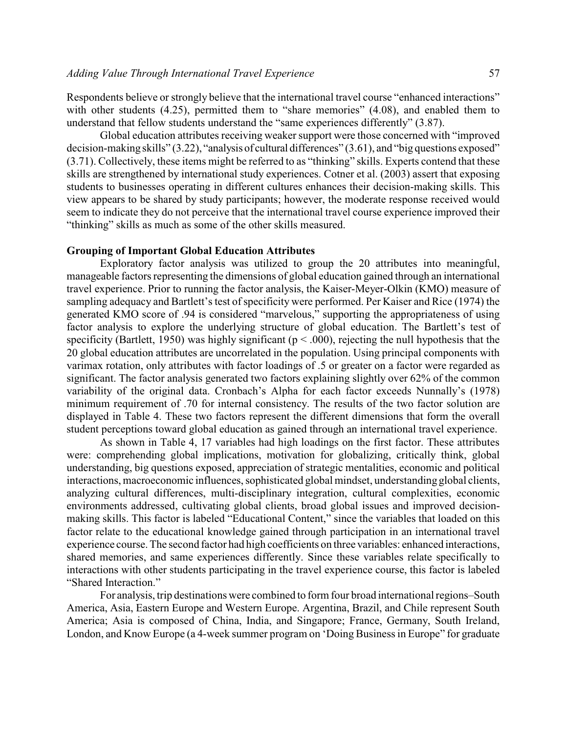Respondents believe or strongly believe that the international travel course "enhanced interactions" with other students (4.25), permitted them to "share memories" (4.08), and enabled them to understand that fellow students understand the "same experiences differently" (3.87).

Global education attributes receiving weaker support were those concerned with "improved decision-making skills" (3.22), "analysis of cultural differences" (3.61), and "big questions exposed" (3.71). Collectively, these items might be referred to as "thinking" skills. Experts contend that these skills are strengthened by international study experiences. Cotner et al. (2003) assert that exposing students to businesses operating in different cultures enhances their decision-making skills. This view appears to be shared by study participants; however, the moderate response received would seem to indicate they do not perceive that the international travel course experience improved their "thinking" skills as much as some of the other skills measured.

### Grouping of Important Global Education Attributes

Exploratory factor analysis was utilized to group the 20 attributes into meaningful, manageable factors representing the dimensions of global education gained through an international travel experience. Prior to running the factor analysis, the Kaiser-Meyer-Olkin (KMO) measure of sampling adequacy and Bartlett's test of specificity were performed. Per Kaiser and Rice (1974) the generated KMO score of .94 is considered "marvelous," supporting the appropriateness of using factor analysis to explore the underlying structure of global education. The Bartlett's test of specificity (Bartlett, 1950) was highly significant ($p < .000$), rejecting the null hypothesis that the 20 global education attributes are uncorrelated in the population. Using principal components with varimax rotation, only attributes with factor loadings of .5 or greater on a factor were regarded as significant. The factor analysis generated two factors explaining slightly over 62% of the common variability of the original data. Cronbach's Alpha for each factor exceeds Nunnally's (1978) minimum requirement of .70 for internal consistency. The results of the two factor solution are displayed in Table 4. These two factors represent the different dimensions that form the overall student perceptions toward global education as gained through an international travel experience.

As shown in Table 4, 17 variables had high loadings on the first factor. These attributes were: comprehending global implications, motivation for globalizing, critically think, global understanding, big questions exposed, appreciation of strategic mentalities, economic and political interactions, macroeconomic influences, sophisticated global mindset, understanding global clients, analyzing cultural differences, multi-disciplinary integration, cultural complexities, economic environments addressed, cultivating global clients, broad global issues and improved decision-making skills. This factor is labeled "Educational Content," since the variables that loaded on this factor relate to the educational knowledge gained through participation in an international travel experience course. The second factor had high coefficients on three variables: enhanced interactions, shared memories, and same experiences differently. Since these variables relate specifically to interactions with other students participating in the travel experience course, this factor is labeled "Shared Interaction."

For analysis, trip destinations were combined to form four broad international regions–South America, Asia, Eastern Europe and Western Europe. Argentina, Brazil, and Chile represent South America; Asia is composed of China, India, and Singapore; France, Germany, South Ireland, London, and Know Europe (a 4-week summer program on 'Doing Business in Europe" for graduate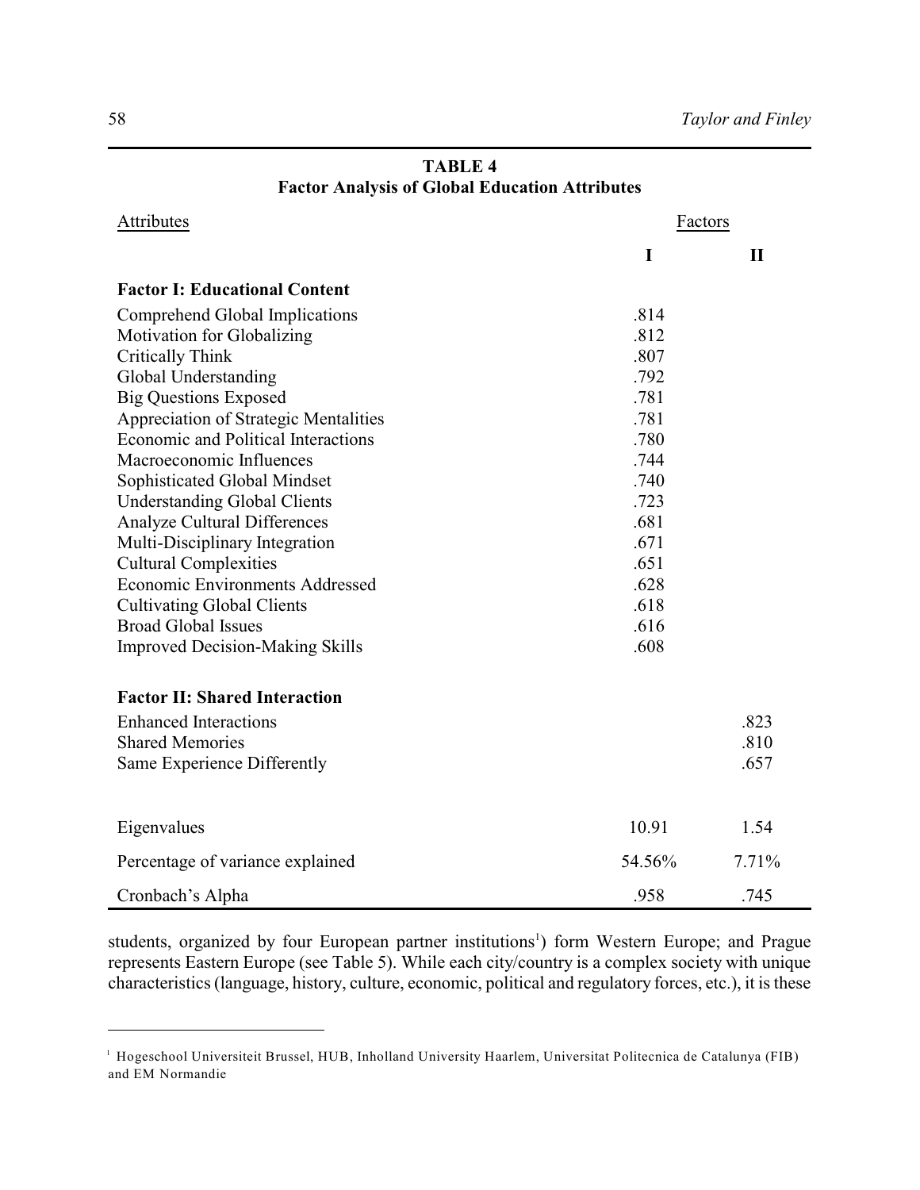**TABLE 4**
**Factor Analysis of Global Education Attributes**

| Attributes | Factors | |
|---|---|---|
| | **I** | **II** |
| **Factor I: Educational Content** | | |
| Comprehend Global Implications | .814 | |
| Motivation for Globalizing | .812 | |
| Critically Think | .807 | |
| Global Understanding | .792 | |
| Big Questions Exposed | .781 | |
| Appreciation of Strategic Mentalities | .781 | |
| Economic and Political Interactions | .780 | |
| Macroeconomic Influences | .744 | |
| Sophisticated Global Mindset | .740 | |
| Understanding Global Clients | .723 | |
| Analyze Cultural Differences | .681 | |
| Multi-Disciplinary Integration | .671 | |
| Cultural Complexities | .651 | |
| Economic Environments Addressed | .628 | |
| Cultivating Global Clients | .618 | |
| Broad Global Issues | .616 | |
| Improved Decision-Making Skills | .608 | |
| **Factor II: Shared Interaction** | | |
| Enhanced Interactions | | .823 |
| Shared Memories | | .810 |
| Same Experience Differently | | .657 |
| Eigenvalues | 10.91 | 1.54 |
| Percentage of variance explained | 54.56% | 7.71% |
| Cronbach's Alpha | .958 | .745 |

students, organized by four European partner institutions[1]) form Western Europe; and Prague represents Eastern Europe (see Table 5). While each city/country is a complex society with unique characteristics (language, history, culture, economic, political and regulatory forces, etc.), it is these

---

[1] Hogeschool Universiteit Brussel, HUB, Inholland University Haarlem, Universitat Politecnica de Catalunya (FIB) and EM Normandie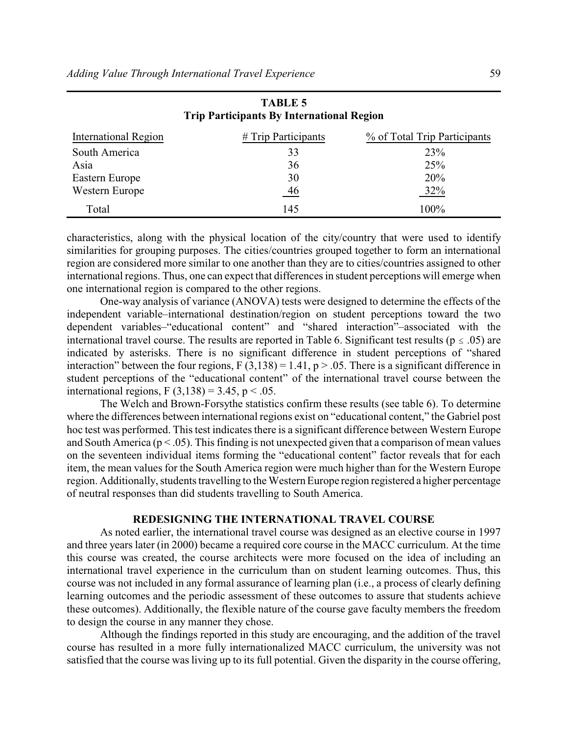**TABLE 5**
**Trip Participants By International Region**

| International Region | # Trip Participants | % of Total Trip Participants |
|---|---|---|
| South America | 33 | 23% |
| Asia | 36 | 25% |
| Eastern Europe | 30 | 20% |
| Western Europe | 46 | 32% |
| Total | 145 | 100% |

characteristics, along with the physical location of the city/country that were used to identify similarities for grouping purposes. The cities/countries grouped together to form an international region are considered more similar to one another than they are to cities/countries assigned to other international regions. Thus, one can expect that differences in student perceptions will emerge when one international region is compared to the other regions.

One-way analysis of variance (ANOVA) tests were designed to determine the effects of the independent variable–international destination/region on student perceptions toward the two dependent variables–"educational content" and "shared interaction"–associated with the international travel course. The results are reported in Table 6. Significant test results ($p \leq .05$) are indicated by asterisks. There is no significant difference in student perceptions of "shared interaction" between the four regions, $F(3,138) = 1.41$, $p > .05$. There is a significant difference in student perceptions of the "educational content" of the international travel course between the international regions, $F(3,138) = 3.45$, $p < .05$.

The Welch and Brown-Forsythe statistics confirm these results (see table 6). To determine where the differences between international regions exist on "educational content," the Gabriel post hoc test was performed. This test indicates there is a significant difference between Western Europe and South America ($p < .05$). This finding is not unexpected given that a comparison of mean values on the seventeen individual items forming the "educational content" factor reveals that for each item, the mean values for the South America region were much higher than for the Western Europe region. Additionally, students travelling to the Western Europe region registered a higher percentage of neutral responses than did students travelling to South America.

## REDESIGNING THE INTERNATIONAL TRAVEL COURSE

As noted earlier, the international travel course was designed as an elective course in 1997 and three years later (in 2000) became a required core course in the MACC curriculum. At the time this course was created, the course architects were more focused on the idea of including an international travel experience in the curriculum than on student learning outcomes. Thus, this course was not included in any formal assurance of learning plan (i.e., a process of clearly defining learning outcomes and the periodic assessment of these outcomes to assure that students achieve these outcomes). Additionally, the flexible nature of the course gave faculty members the freedom to design the course in any manner they chose.

Although the findings reported in this study are encouraging, and the addition of the travel course has resulted in a more fully internationalized MACC curriculum, the university was not satisfied that the course was living up to its full potential. Given the disparity in the course offering,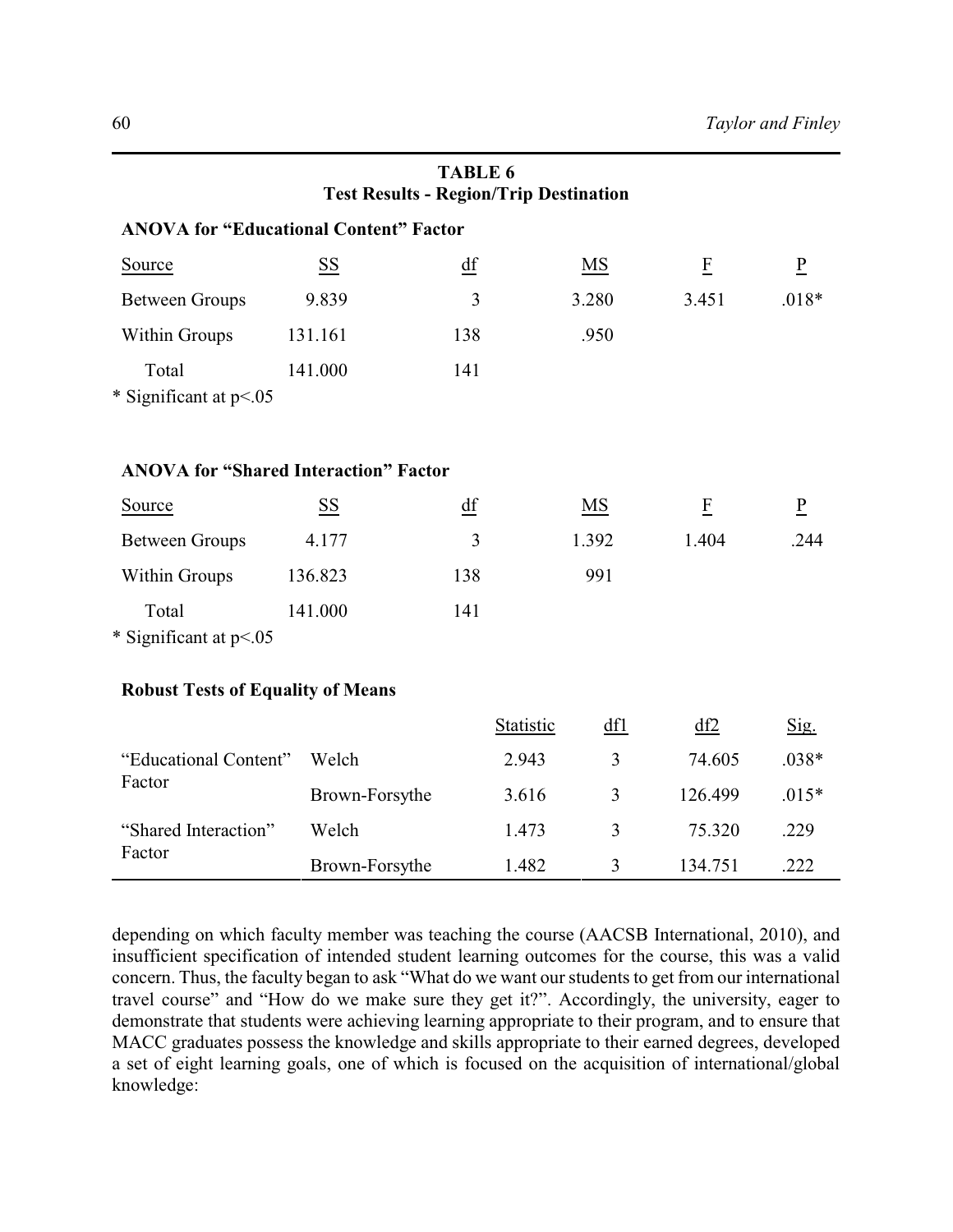**TABLE 6**
**Test Results - Region/Trip Destination**

**ANOVA for "Educational Content" Factor**

| Source | SS | df | MS | F | P |
|---|---|---|---|---|---|
| Between Groups | 9.839 | 3 | 3.280 | 3.451 | .018* |
| Within Groups | 131.161 | 138 | .950 | | |
| Total | 141.000 | 141 | | | |

\* Significant at p<.05

**ANOVA for "Shared Interaction" Factor**

| Source | SS | df | MS | F | P |
|---|---|---|---|---|---|
| Between Groups | 4.177 | 3 | 1.392 | 1.404 | .244 |
| Within Groups | 136.823 | 138 | 991 | | |
| Total | 141.000 | 141 | | | |

\* Significant at p<.05

**Robust Tests of Equality of Means**

| | | Statistic | df1 | df2 | Sig. |
|---|---|---|---|---|---|
| "Educational Content" Factor | Welch | 2.943 | 3 | 74.605 | .038* |
| | Brown-Forsythe | 3.616 | 3 | 126.499 | .015* |
| "Shared Interaction" Factor | Welch | 1.473 | 3 | 75.320 | .229 |
| | Brown-Forsythe | 1.482 | 3 | 134.751 | .222 |

depending on which faculty member was teaching the course (AACSB International, 2010), and insufficient specification of intended student learning outcomes for the course, this was a valid concern. Thus, the faculty began to ask "What do we want our students to get from our international travel course" and "How do we make sure they get it?". Accordingly, the university, eager to demonstrate that students were achieving learning appropriate to their program, and to ensure that MACC graduates possess the knowledge and skills appropriate to their earned degrees, developed a set of eight learning goals, one of which is focused on the acquisition of international/global knowledge: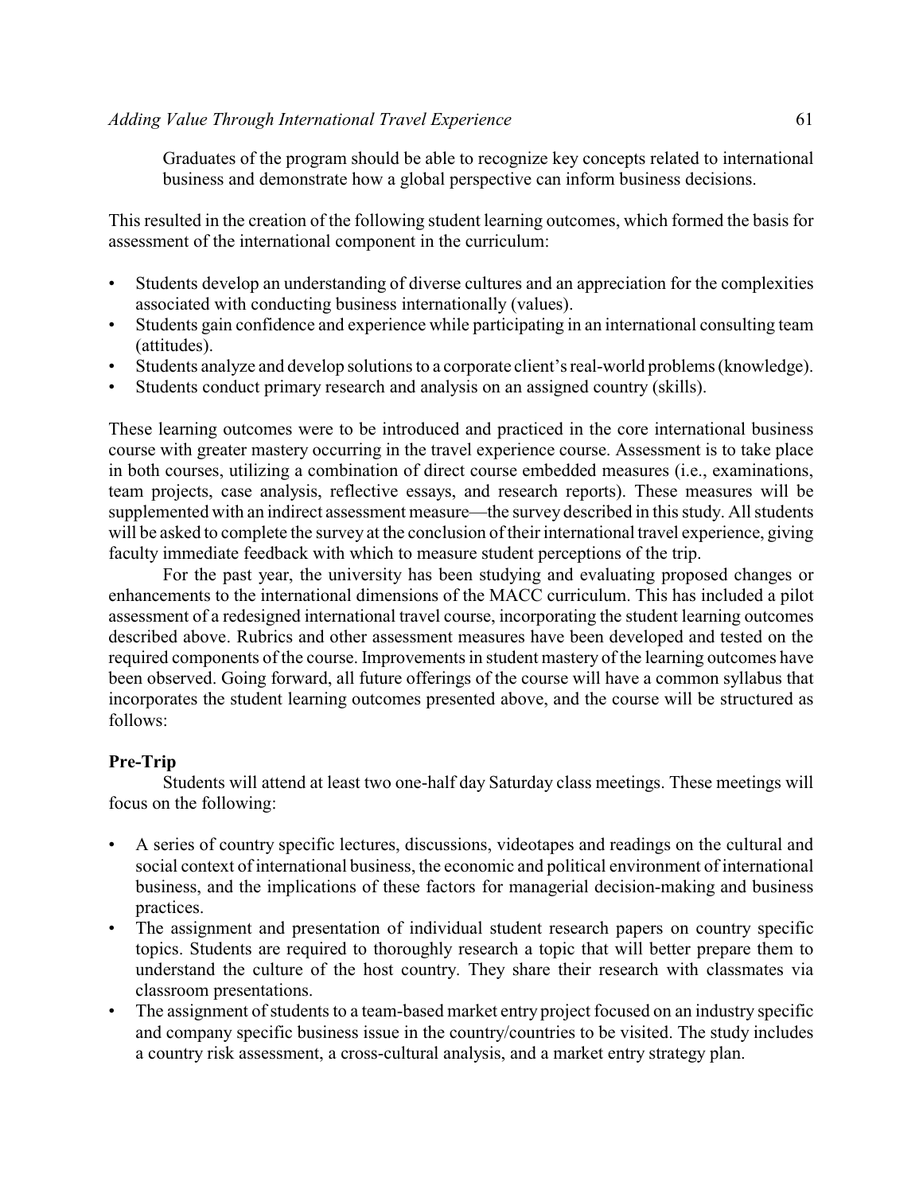> Graduates of the program should be able to recognize key concepts related to international business and demonstrate how a global perspective can inform business decisions.

This resulted in the creation of the following student learning outcomes, which formed the basis for assessment of the international component in the curriculum:

- Students develop an understanding of diverse cultures and an appreciation for the complexities associated with conducting business internationally (values).
- Students gain confidence and experience while participating in an international consulting team (attitudes).
- Students analyze and develop solutions to a corporate client's real-world problems (knowledge).
- Students conduct primary research and analysis on an assigned country (skills).

These learning outcomes were to be introduced and practiced in the core international business course with greater mastery occurring in the travel experience course. Assessment is to take place in both courses, utilizing a combination of direct course embedded measures (i.e., examinations, team projects, case analysis, reflective essays, and research reports). These measures will be supplemented with an indirect assessment measure—the survey described in this study. All students will be asked to complete the survey at the conclusion of their international travel experience, giving faculty immediate feedback with which to measure student perceptions of the trip.

For the past year, the university has been studying and evaluating proposed changes or enhancements to the international dimensions of the MACC curriculum. This has included a pilot assessment of a redesigned international travel course, incorporating the student learning outcomes described above. Rubrics and other assessment measures have been developed and tested on the required components of the course. Improvements in student mastery of the learning outcomes have been observed. Going forward, all future offerings of the course will have a common syllabus that incorporates the student learning outcomes presented above, and the course will be structured as follows:

**Pre-Trip**

Students will attend at least two one-half day Saturday class meetings. These meetings will focus on the following:

- A series of country specific lectures, discussions, videotapes and readings on the cultural and social context of international business, the economic and political environment of international business, and the implications of these factors for managerial decision-making and business practices.
- The assignment and presentation of individual student research papers on country specific topics. Students are required to thoroughly research a topic that will better prepare them to understand the culture of the host country. They share their research with classmates via classroom presentations.
- The assignment of students to a team-based market entry project focused on an industry specific and company specific business issue in the country/countries to be visited. The study includes a country risk assessment, a cross-cultural analysis, and a market entry strategy plan.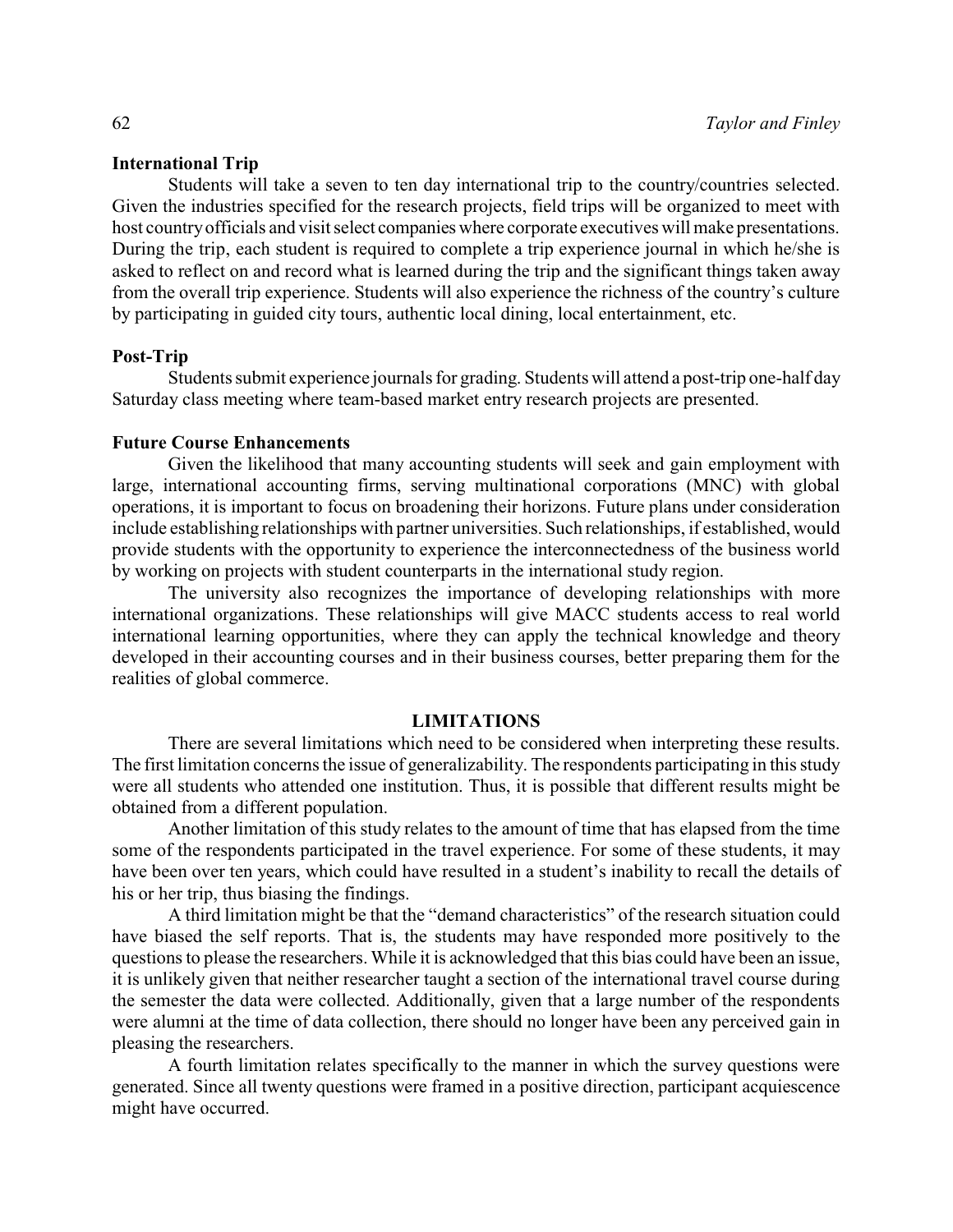### International Trip

Students will take a seven to ten day international trip to the country/countries selected. Given the industries specified for the research projects, field trips will be organized to meet with host country officials and visit select companies where corporate executives will make presentations. During the trip, each student is required to complete a trip experience journal in which he/she is asked to reflect on and record what is learned during the trip and the significant things taken away from the overall trip experience. Students will also experience the richness of the country's culture by participating in guided city tours, authentic local dining, local entertainment, etc.

### Post-Trip

Students submit experience journals for grading. Students will attend a post-trip one-half day Saturday class meeting where team-based market entry research projects are presented.

### Future Course Enhancements

Given the likelihood that many accounting students will seek and gain employment with large, international accounting firms, serving multinational corporations (MNC) with global operations, it is important to focus on broadening their horizons. Future plans under consideration include establishing relationships with partner universities. Such relationships, if established, would provide students with the opportunity to experience the interconnectedness of the business world by working on projects with student counterparts in the international study region.

The university also recognizes the importance of developing relationships with more international organizations. These relationships will give MACC students access to real world international learning opportunities, where they can apply the technical knowledge and theory developed in their accounting courses and in their business courses, better preparing them for the realities of global commerce.

## LIMITATIONS

There are several limitations which need to be considered when interpreting these results. The first limitation concerns the issue of generalizability. The respondents participating in this study were all students who attended one institution. Thus, it is possible that different results might be obtained from a different population.

Another limitation of this study relates to the amount of time that has elapsed from the time some of the respondents participated in the travel experience. For some of these students, it may have been over ten years, which could have resulted in a student's inability to recall the details of his or her trip, thus biasing the findings.

A third limitation might be that the "demand characteristics" of the research situation could have biased the self reports. That is, the students may have responded more positively to the questions to please the researchers. While it is acknowledged that this bias could have been an issue, it is unlikely given that neither researcher taught a section of the international travel course during the semester the data were collected. Additionally, given that a large number of the respondents were alumni at the time of data collection, there should no longer have been any perceived gain in pleasing the researchers.

A fourth limitation relates specifically to the manner in which the survey questions were generated. Since all twenty questions were framed in a positive direction, participant acquiescence might have occurred.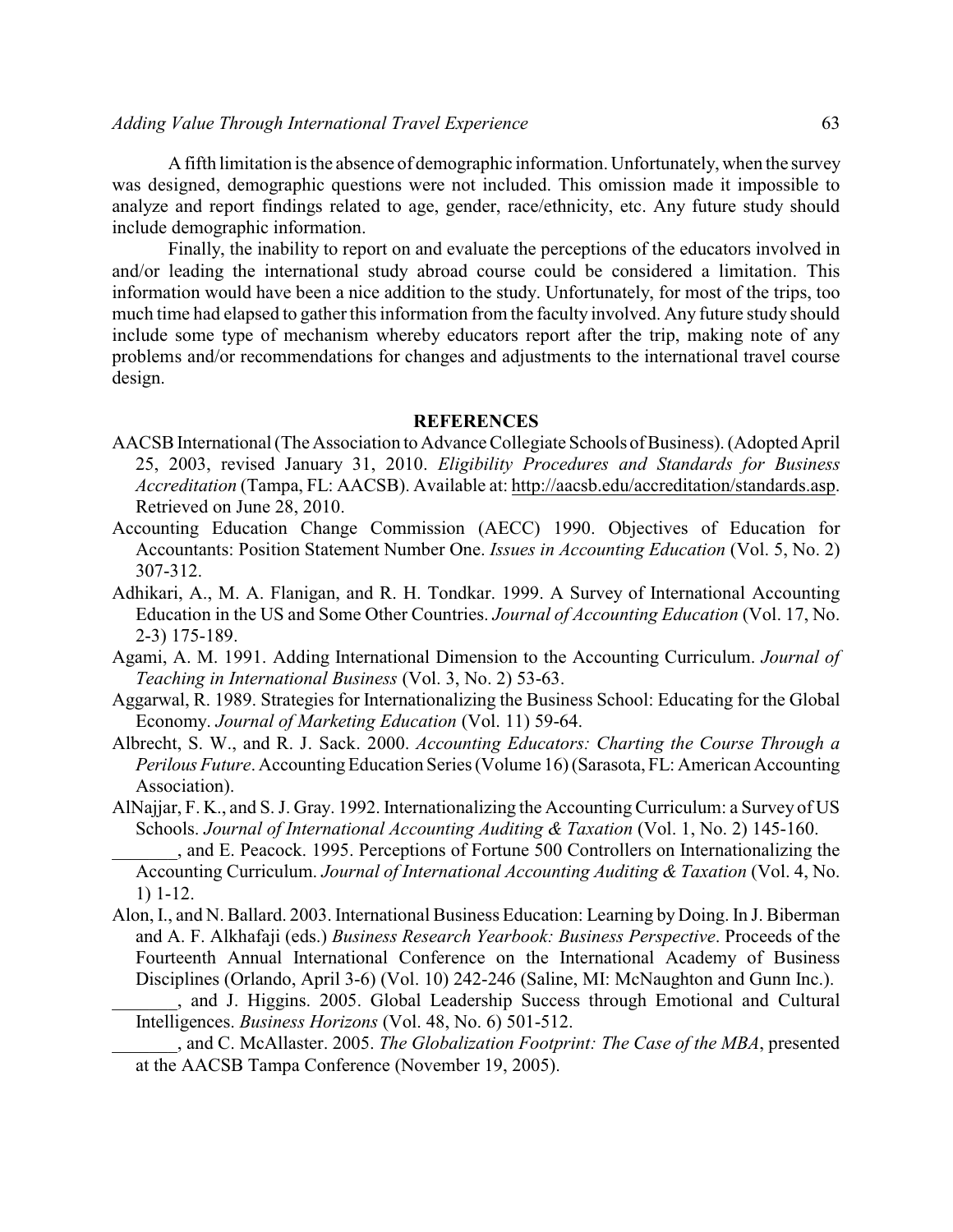A fifth limitation is the absence of demographic information. Unfortunately, when the survey was designed, demographic questions were not included. This omission made it impossible to analyze and report findings related to age, gender, race/ethnicity, etc. Any future study should include demographic information.

Finally, the inability to report on and evaluate the perceptions of the educators involved in and/or leading the international study abroad course could be considered a limitation. This information would have been a nice addition to the study. Unfortunately, for most of the trips, too much time had elapsed to gather this information from the faculty involved. Any future study should include some type of mechanism whereby educators report after the trip, making note of any problems and/or recommendations for changes and adjustments to the international travel course design.

## REFERENCES

AACSB International (The Association to Advance Collegiate Schools of Business). (Adopted April 25, 2003, revised January 31, 2010. *Eligibility Procedures and Standards for Business Accreditation* (Tampa, FL: AACSB). Available at: http://aacsb.edu/accreditation/standards.asp. Retrieved on June 28, 2010.

Accounting Education Change Commission (AECC) 1990. Objectives of Education for Accountants: Position Statement Number One. *Issues in Accounting Education* (Vol. 5, No. 2) 307-312.

Adhikari, A., M. A. Flanigan, and R. H. Tondkar. 1999. A Survey of International Accounting Education in the US and Some Other Countries. *Journal of Accounting Education* (Vol. 17, No. 2-3) 175-189.

Agami, A. M. 1991. Adding International Dimension to the Accounting Curriculum. *Journal of Teaching in International Business* (Vol. 3, No. 2) 53-63.

Aggarwal, R. 1989. Strategies for Internationalizing the Business School: Educating for the Global Economy. *Journal of Marketing Education* (Vol. 11) 59-64.

Albrecht, S. W., and R. J. Sack. 2000. *Accounting Educators: Charting the Course Through a Perilous Future*. Accounting Education Series (Volume 16) (Sarasota, FL: American Accounting Association).

AlNajjar, F. K., and S. J. Gray. 1992. Internationalizing the Accounting Curriculum: a Survey of US Schools. *Journal of International Accounting Auditing & Taxation* (Vol. 1, No. 2) 145-160.

_______, and E. Peacock. 1995. Perceptions of Fortune 500 Controllers on Internationalizing the Accounting Curriculum. *Journal of International Accounting Auditing & Taxation* (Vol. 4, No. 1) 1-12.

Alon, I., and N. Ballard. 2003. International Business Education: Learning by Doing. In J. Biberman and A. F. Alkhafaji (eds.) *Business Research Yearbook: Business Perspective*. Proceeds of the Fourteenth Annual International Conference on the International Academy of Business Disciplines (Orlando, April 3-6) (Vol. 10) 242-246 (Saline, MI: McNaughton and Gunn Inc.).

_______, and J. Higgins. 2005. Global Leadership Success through Emotional and Cultural Intelligences. *Business Horizons* (Vol. 48, No. 6) 501-512.

_______, and C. McAllaster. 2005. *The Globalization Footprint: The Case of the MBA*, presented at the AACSB Tampa Conference (November 19, 2005).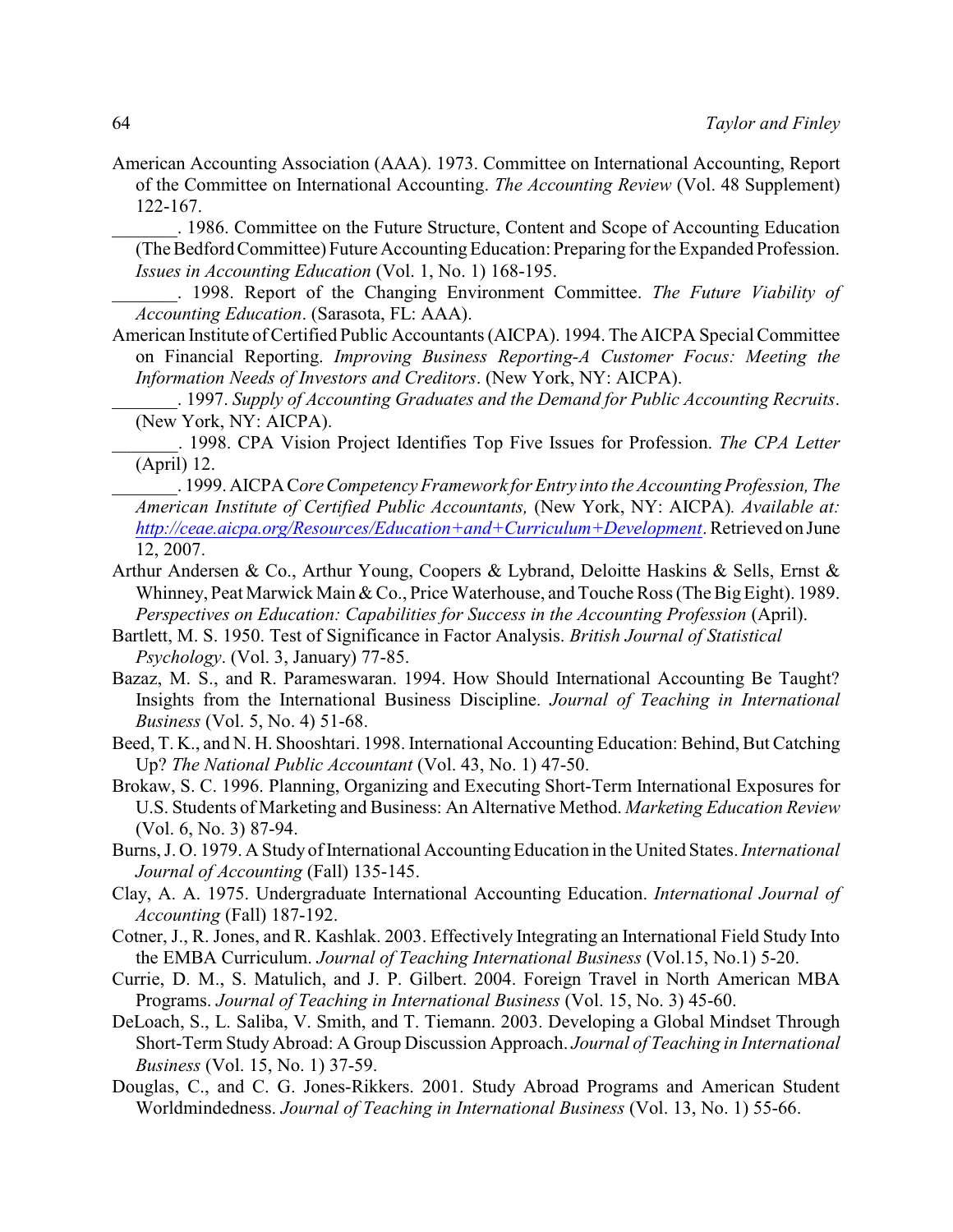American Accounting Association (AAA). 1973. Committee on International Accounting, Report of the Committee on International Accounting. *The Accounting Review* (Vol. 48 Supplement) 122-167.

_______. 1986. Committee on the Future Structure, Content and Scope of Accounting Education (The Bedford Committee) Future Accounting Education: Preparing for the Expanded Profession. *Issues in Accounting Education* (Vol. 1, No. 1) 168-195.

_______. 1998. Report of the Changing Environment Committee. *The Future Viability of Accounting Education*. (Sarasota, FL: AAA).

American Institute of Certified Public Accountants (AICPA). 1994. The AICPA Special Committee on Financial Reporting. *Improving Business Reporting-A Customer Focus: Meeting the Information Needs of Investors and Creditors*. (New York, NY: AICPA).

_______. 1997. *Supply of Accounting Graduates and the Demand for Public Accounting Recruits*. (New York, NY: AICPA).

_______. 1998. CPA Vision Project Identifies Top Five Issues for Profession. *The CPA Letter* (April) 12.

_______. 1999. AICPA C*ore Competency Framework for Entry into the Accounting Profession, The American Institute of Certified Public Accountants,* (New York, NY: AICPA)*. Available at: http://ceae.aicpa.org/Resources/Education+and+Curriculum+Development*. Retrieved on June 12, 2007.

Arthur Andersen & Co., Arthur Young, Coopers & Lybrand, Deloitte Haskins & Sells, Ernst & Whinney, Peat Marwick Main & Co., Price Waterhouse, and Touche Ross (The Big Eight). 1989. *Perspectives on Education: Capabilities for Success in the Accounting Profession* (April).

Bartlett, M. S. 1950. Test of Significance in Factor Analysis. *British Journal of Statistical Psychology*. (Vol. 3, January) 77-85.

Bazaz, M. S., and R. Parameswaran. 1994. How Should International Accounting Be Taught? Insights from the International Business Discipline. *Journal of Teaching in International Business* (Vol. 5, No. 4) 51-68.

Beed, T. K., and N. H. Shooshtari. 1998. International Accounting Education: Behind, But Catching Up? *The National Public Accountant* (Vol. 43, No. 1) 47-50.

Brokaw, S. C. 1996. Planning, Organizing and Executing Short-Term International Exposures for U.S. Students of Marketing and Business: An Alternative Method. *Marketing Education Review* (Vol. 6, No. 3) 87-94.

Burns, J. O. 1979. A Study of International Accounting Education in the United States. *International Journal of Accounting* (Fall) 135-145.

Clay, A. A. 1975. Undergraduate International Accounting Education. *International Journal of Accounting* (Fall) 187-192.

Cotner, J., R. Jones, and R. Kashlak. 2003. Effectively Integrating an International Field Study Into the EMBA Curriculum. *Journal of Teaching International Business* (Vol.15, No.1) 5-20.

Currie, D. M., S. Matulich, and J. P. Gilbert. 2004. Foreign Travel in North American MBA Programs. *Journal of Teaching in International Business* (Vol. 15, No. 3) 45-60.

DeLoach, S., L. Saliba, V. Smith, and T. Tiemann. 2003. Developing a Global Mindset Through Short-Term Study Abroad: A Group Discussion Approach. *Journal of Teaching in International Business* (Vol. 15, No. 1) 37-59.

Douglas, C., and C. G. Jones-Rikkers. 2001. Study Abroad Programs and American Student Worldmindedness. *Journal of Teaching in International Business* (Vol. 13, No. 1) 55-66.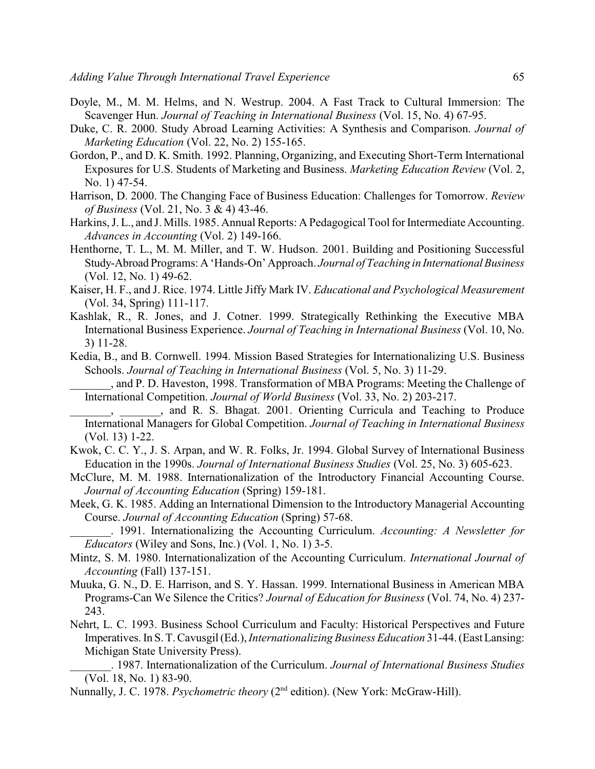Doyle, M., M. M. Helms, and N. Westrup. 2004. A Fast Track to Cultural Immersion: The Scavenger Hun. *Journal of Teaching in International Business* (Vol. 15, No. 4) 67-95.

Duke, C. R. 2000. Study Abroad Learning Activities: A Synthesis and Comparison. *Journal of Marketing Education* (Vol. 22, No. 2) 155-165.

Gordon, P., and D. K. Smith. 1992. Planning, Organizing, and Executing Short-Term International Exposures for U.S. Students of Marketing and Business. *Marketing Education Review* (Vol. 2, No. 1) 47-54.

Harrison, D. 2000. The Changing Face of Business Education: Challenges for Tomorrow. *Review of Business* (Vol. 21, No. 3 & 4) 43-46.

Harkins, J. L., and J. Mills. 1985. Annual Reports: A Pedagogical Tool for Intermediate Accounting. *Advances in Accounting* (Vol. 2) 149-166.

Henthorne, T. L., M. M. Miller, and T. W. Hudson. 2001. Building and Positioning Successful Study-Abroad Programs: A 'Hands-On' Approach. *Journal of Teaching in International Business* (Vol. 12, No. 1) 49-62.

Kaiser, H. F., and J. Rice. 1974. Little Jiffy Mark IV. *Educational and Psychological Measurement* (Vol. 34, Spring) 111-117.

Kashlak, R., R. Jones, and J. Cotner. 1999. Strategically Rethinking the Executive MBA International Business Experience. *Journal of Teaching in International Business* (Vol. 10, No. 3) 11-28.

Kedia, B., and B. Cornwell. 1994. Mission Based Strategies for Internationalizing U.S. Business Schools. *Journal of Teaching in International Business* (Vol. 5, No. 3) 11-29.

_______, and P. D. Haveston, 1998. Transformation of MBA Programs: Meeting the Challenge of International Competition. *Journal of World Business* (Vol. 33, No. 2) 203-217.

_______, _______, and R. S. Bhagat. 2001. Orienting Curricula and Teaching to Produce International Managers for Global Competition. *Journal of Teaching in International Business* (Vol. 13) 1-22.

Kwok, C. C. Y., J. S. Arpan, and W. R. Folks, Jr. 1994. Global Survey of International Business Education in the 1990s. *Journal of International Business Studies* (Vol. 25, No. 3) 605-623.

McClure, M. M. 1988. Internationalization of the Introductory Financial Accounting Course. *Journal of Accounting Education* (Spring) 159-181.

Meek, G. K. 1985. Adding an International Dimension to the Introductory Managerial Accounting Course. *Journal of Accounting Education* (Spring) 57-68.

_______. 1991. Internationalizing the Accounting Curriculum. *Accounting: A Newsletter for Educators* (Wiley and Sons, Inc.) (Vol. 1, No. 1) 3-5.

Mintz, S. M. 1980. Internationalization of the Accounting Curriculum. *International Journal of Accounting* (Fall) 137-151.

Muuka, G. N., D. E. Harrison, and S. Y. Hassan. 1999. International Business in American MBA Programs-Can We Silence the Critics? *Journal of Education for Business* (Vol. 74, No. 4) 237-243.

Nehrt, L. C. 1993. Business School Curriculum and Faculty: Historical Perspectives and Future Imperatives. In S. T. Cavusgil (Ed.), *Internationalizing Business Education* 31-44. (East Lansing: Michigan State University Press).

_______. 1987. Internationalization of the Curriculum. *Journal of International Business Studies* (Vol. 18, No. 1) 83-90.

Nunnally, J. C. 1978. *Psychometric theory* (2nd edition). (New York: McGraw-Hill).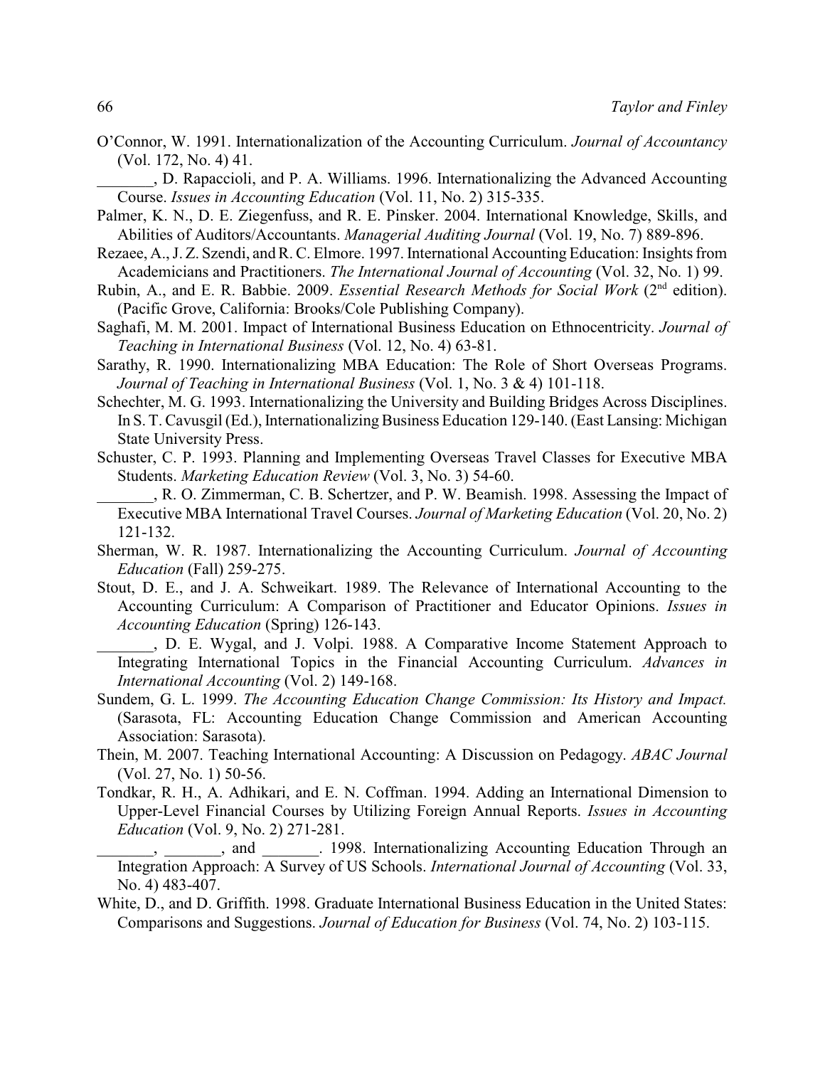O'Connor, W. 1991. Internationalization of the Accounting Curriculum. *Journal of Accountancy* (Vol. 172, No. 4) 41.

_______, D. Rapaccioli, and P. A. Williams. 1996. Internationalizing the Advanced Accounting Course. *Issues in Accounting Education* (Vol. 11, No. 2) 315-335.

Palmer, K. N., D. E. Ziegenfuss, and R. E. Pinsker. 2004. International Knowledge, Skills, and Abilities of Auditors/Accountants. *Managerial Auditing Journal* (Vol. 19, No. 7) 889-896.

Rezaee, A., J. Z. Szendi, and R. C. Elmore. 1997. International Accounting Education: Insights from Academicians and Practitioners. *The International Journal of Accounting* (Vol. 32, No. 1) 99.

Rubin, A., and E. R. Babbie. 2009. *Essential Research Methods for Social Work* (2nd edition). (Pacific Grove, California: Brooks/Cole Publishing Company).

Saghafi, M. M. 2001. Impact of International Business Education on Ethnocentricity. *Journal of Teaching in International Business* (Vol. 12, No. 4) 63-81.

Sarathy, R. 1990. Internationalizing MBA Education: The Role of Short Overseas Programs. *Journal of Teaching in International Business* (Vol. 1, No. 3 & 4) 101-118.

Schechter, M. G. 1993. Internationalizing the University and Building Bridges Across Disciplines. In S. T. Cavusgil (Ed.), Internationalizing Business Education 129-140. (East Lansing: Michigan State University Press.

Schuster, C. P. 1993. Planning and Implementing Overseas Travel Classes for Executive MBA Students. *Marketing Education Review* (Vol. 3, No. 3) 54-60.

_______, R. O. Zimmerman, C. B. Schertzer, and P. W. Beamish. 1998. Assessing the Impact of Executive MBA International Travel Courses. *Journal of Marketing Education* (Vol. 20, No. 2) 121-132.

Sherman, W. R. 1987. Internationalizing the Accounting Curriculum. *Journal of Accounting Education* (Fall) 259-275.

Stout, D. E., and J. A. Schweikart. 1989. The Relevance of International Accounting to the Accounting Curriculum: A Comparison of Practitioner and Educator Opinions. *Issues in Accounting Education* (Spring) 126-143.

_______, D. E. Wygal, and J. Volpi. 1988. A Comparative Income Statement Approach to Integrating International Topics in the Financial Accounting Curriculum. *Advances in International Accounting* (Vol. 2) 149-168.

Sundem, G. L. 1999. *The Accounting Education Change Commission: Its History and Impact.* (Sarasota, FL: Accounting Education Change Commission and American Accounting Association: Sarasota).

Thein, M. 2007. Teaching International Accounting: A Discussion on Pedagogy. *ABAC Journal* (Vol. 27, No. 1) 50-56.

Tondkar, R. H., A. Adhikari, and E. N. Coffman. 1994. Adding an International Dimension to Upper-Level Financial Courses by Utilizing Foreign Annual Reports. *Issues in Accounting Education* (Vol. 9, No. 2) 271-281.

_______, _______, and _______. 1998. Internationalizing Accounting Education Through an Integration Approach: A Survey of US Schools. *International Journal of Accounting* (Vol. 33, No. 4) 483-407.

White, D., and D. Griffith. 1998. Graduate International Business Education in the United States: Comparisons and Suggestions. *Journal of Education for Business* (Vol. 74, No. 2) 103-115.